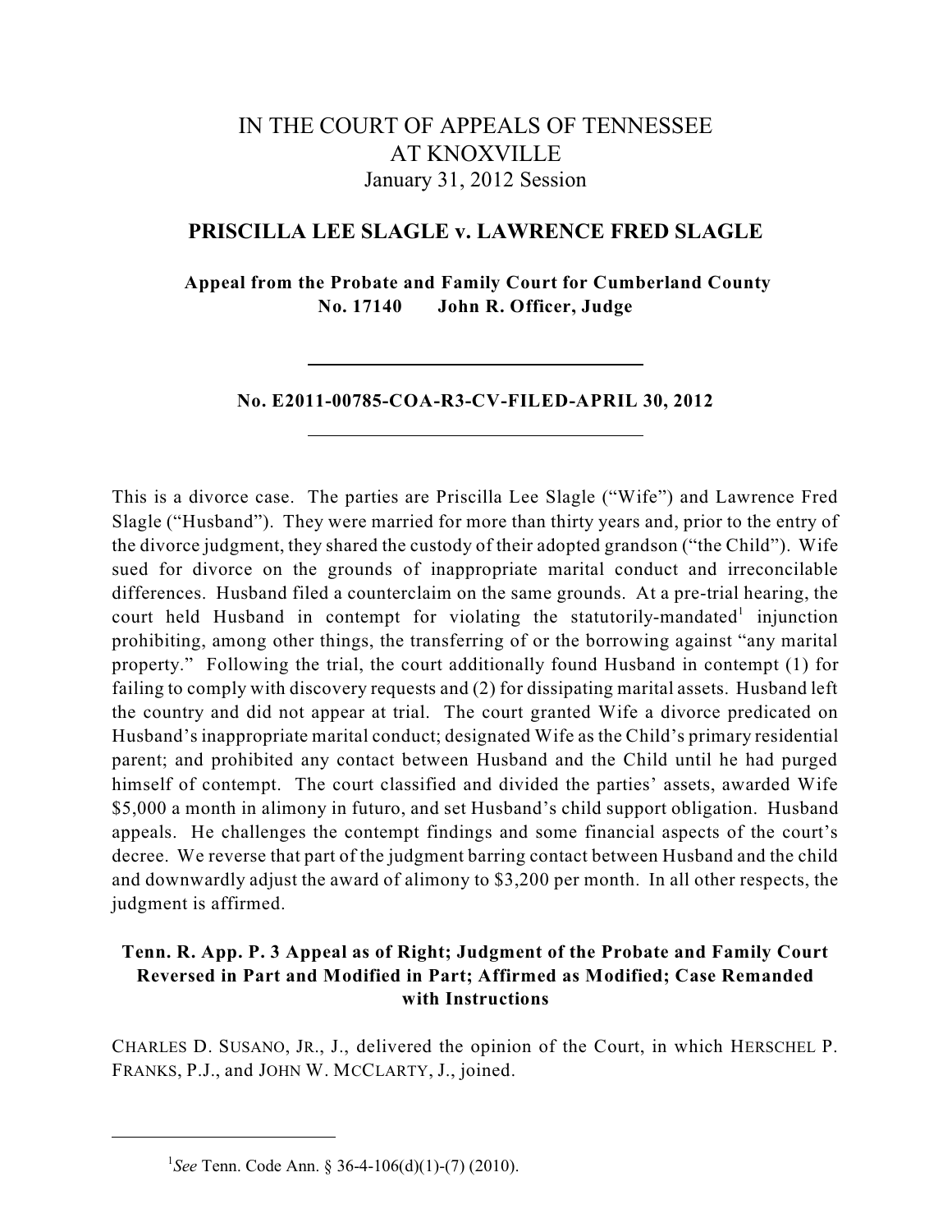# IN THE COURT OF APPEALS OF TENNESSEE AT KNOXVILLE

January 31, 2012 Session

## PRISCILLA LEE SLAGLE v. LAWRENCE FRED SLAGLE

**Appeal from the Probate and Family Court for Cumberland County**
**No. 17140 John R. Officer, Judge**

---

**No. E2011-00785-COA-R3-CV-FILED-APRIL 30, 2012**

---

This is a divorce case. The parties are Priscilla Lee Slagle ("Wife") and Lawrence Fred Slagle ("Husband"). They were married for more than thirty years and, prior to the entry of the divorce judgment, they shared the custody of their adopted grandson ("the Child"). Wife sued for divorce on the grounds of inappropriate marital conduct and irreconcilable differences. Husband filed a counterclaim on the same grounds. At a pre-trial hearing, the court held Husband in contempt for violating the statutorily-mandated[1] injunction prohibiting, among other things, the transferring of or the borrowing against "any marital property." Following the trial, the court additionally found Husband in contempt (1) for failing to comply with discovery requests and (2) for dissipating marital assets. Husband left the country and did not appear at trial. The court granted Wife a divorce predicated on Husband's inappropriate marital conduct; designated Wife as the Child's primary residential parent; and prohibited any contact between Husband and the Child until he had purged himself of contempt. The court classified and divided the parties' assets, awarded Wife $5,000 a month in alimony in futuro, and set Husband's child support obligation. Husband appeals. He challenges the contempt findings and some financial aspects of the court's decree. We reverse that part of the judgment barring contact between Husband and the child and downwardly adjust the award of alimony to $3,200 per month. In all other respects, the judgment is affirmed.

**Tenn. R. App. P. 3 Appeal as of Right; Judgment of the Probate and Family Court Reversed in Part and Modified in Part; Affirmed as Modified; Case Remanded with Instructions**

CHARLES D. SUSANO, JR., J., delivered the opinion of the Court, in which HERSCHEL P. FRANKS, P.J., and JOHN W. MCCLARTY, J., joined.

---

[1] *See* Tenn. Code Ann. § 36-4-106(d)(1)-(7) (2010).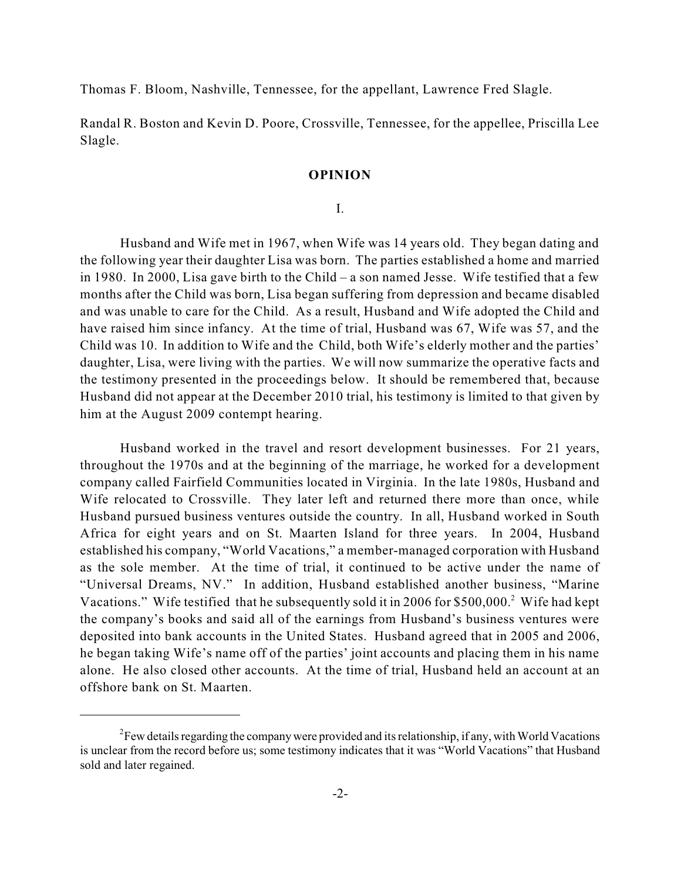Thomas F. Bloom, Nashville, Tennessee, for the appellant, Lawrence Fred Slagle.

Randal R. Boston and Kevin D. Poore, Crossville, Tennessee, for the appellee, Priscilla Lee Slagle.

## OPINION

### I.

Husband and Wife met in 1967, when Wife was 14 years old. They began dating and the following year their daughter Lisa was born. The parties established a home and married in 1980. In 2000, Lisa gave birth to the Child – a son named Jesse. Wife testified that a few months after the Child was born, Lisa began suffering from depression and became disabled and was unable to care for the Child. As a result, Husband and Wife adopted the Child and have raised him since infancy. At the time of trial, Husband was 67, Wife was 57, and the Child was 10. In addition to Wife and the Child, both Wife's elderly mother and the parties' daughter, Lisa, were living with the parties. We will now summarize the operative facts and the testimony presented in the proceedings below. It should be remembered that, because Husband did not appear at the December 2010 trial, his testimony is limited to that given by him at the August 2009 contempt hearing.

Husband worked in the travel and resort development businesses. For 21 years, throughout the 1970s and at the beginning of the marriage, he worked for a development company called Fairfield Communities located in Virginia. In the late 1980s, Husband and Wife relocated to Crossville. They later left and returned there more than once, while Husband pursued business ventures outside the country. In all, Husband worked in South Africa for eight years and on St. Maarten Island for three years. In 2004, Husband established his company, "World Vacations," a member-managed corporation with Husband as the sole member. At the time of trial, it continued to be active under the name of "Universal Dreams, NV." In addition, Husband established another business, "Marine Vacations." Wife testified that he subsequently sold it in 2006 for $500,000.[2] Wife had kept the company's books and said all of the earnings from Husband's business ventures were deposited into bank accounts in the United States. Husband agreed that in 2005 and 2006, he began taking Wife's name off of the parties' joint accounts and placing them in his name alone. He also closed other accounts. At the time of trial, Husband held an account at an offshore bank on St. Maarten.

---

[2] Few details regarding the company were provided and its relationship, if any, with World Vacations is unclear from the record before us; some testimony indicates that it was "World Vacations" that Husband sold and later regained.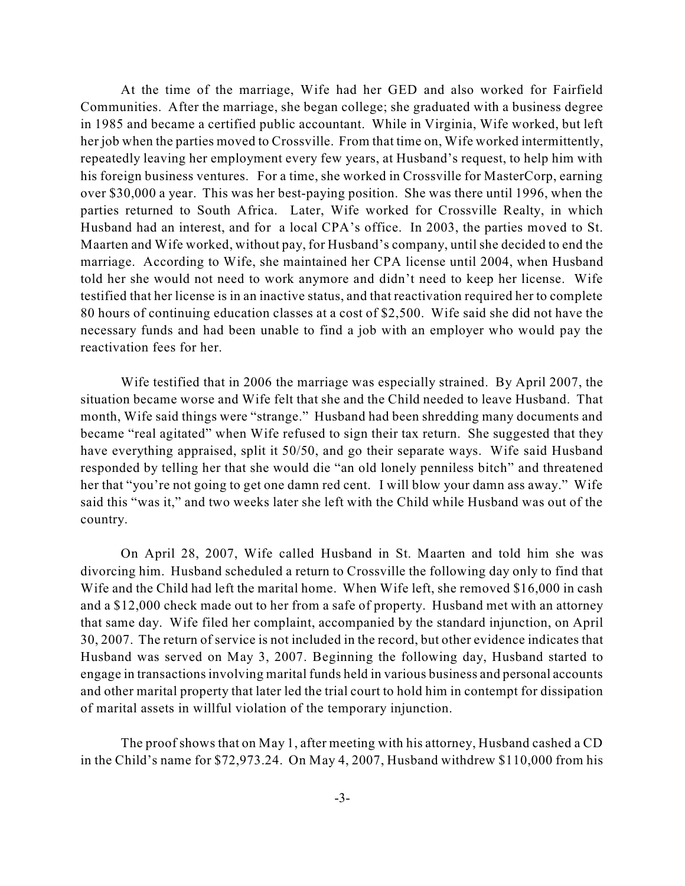At the time of the marriage, Wife had her GED and also worked for Fairfield Communities. After the marriage, she began college; she graduated with a business degree in 1985 and became a certified public accountant. While in Virginia, Wife worked, but left her job when the parties moved to Crossville. From that time on, Wife worked intermittently, repeatedly leaving her employment every few years, at Husband's request, to help him with his foreign business ventures. For a time, she worked in Crossville for MasterCorp, earning over $30,000 a year. This was her best-paying position. She was there until 1996, when the parties returned to South Africa. Later, Wife worked for Crossville Realty, in which Husband had an interest, and for a local CPA's office. In 2003, the parties moved to St. Maarten and Wife worked, without pay, for Husband's company, until she decided to end the marriage. According to Wife, she maintained her CPA license until 2004, when Husband told her she would not need to work anymore and didn't need to keep her license. Wife testified that her license is in an inactive status, and that reactivation required her to complete 80 hours of continuing education classes at a cost of $2,500. Wife said she did not have the necessary funds and had been unable to find a job with an employer who would pay the reactivation fees for her.

Wife testified that in 2006 the marriage was especially strained. By April 2007, the situation became worse and Wife felt that she and the Child needed to leave Husband. That month, Wife said things were "strange." Husband had been shredding many documents and became "real agitated" when Wife refused to sign their tax return. She suggested that they have everything appraised, split it 50/50, and go their separate ways. Wife said Husband responded by telling her that she would die "an old lonely penniless bitch" and threatened her that "you're not going to get one damn red cent. I will blow your damn ass away." Wife said this "was it," and two weeks later she left with the Child while Husband was out of the country.

On April 28, 2007, Wife called Husband in St. Maarten and told him she was divorcing him. Husband scheduled a return to Crossville the following day only to find that Wife and the Child had left the marital home. When Wife left, she removed $16,000 in cash and a $12,000 check made out to her from a safe of property. Husband met with an attorney that same day. Wife filed her complaint, accompanied by the standard injunction, on April 30, 2007. The return of service is not included in the record, but other evidence indicates that Husband was served on May 3, 2007. Beginning the following day, Husband started to engage in transactions involving marital funds held in various business and personal accounts and other marital property that later led the trial court to hold him in contempt for dissipation of marital assets in willful violation of the temporary injunction.

The proof shows that on May 1, after meeting with his attorney, Husband cashed a CD in the Child's name for $72,973.24. On May 4, 2007, Husband withdrew $110,000 from his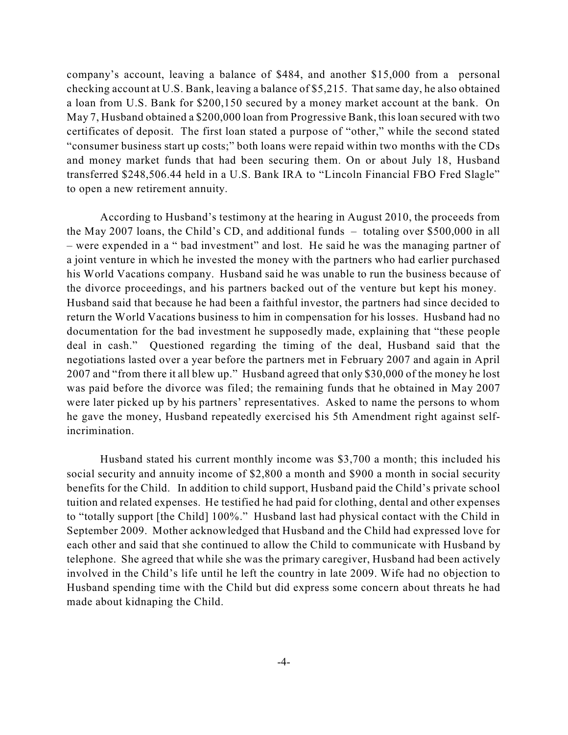company's account, leaving a balance of $484, and another $15,000 from a personal checking account at U.S. Bank, leaving a balance of $5,215. That same day, he also obtained a loan from U.S. Bank for $200,150 secured by a money market account at the bank. On May 7, Husband obtained a $200,000 loan from Progressive Bank, this loan secured with two certificates of deposit. The first loan stated a purpose of "other," while the second stated "consumer business start up costs;" both loans were repaid within two months with the CDs and money market funds that had been securing them. On or about July 18, Husband transferred $248,506.44 held in a U.S. Bank IRA to "Lincoln Financial FBO Fred Slagle" to open a new retirement annuity.

According to Husband's testimony at the hearing in August 2010, the proceeds from the May 2007 loans, the Child's CD, and additional funds – totaling over $500,000 in all – were expended in a " bad investment" and lost. He said he was the managing partner of a joint venture in which he invested the money with the partners who had earlier purchased his World Vacations company. Husband said he was unable to run the business because of the divorce proceedings, and his partners backed out of the venture but kept his money. Husband said that because he had been a faithful investor, the partners had since decided to return the World Vacations business to him in compensation for his losses. Husband had no documentation for the bad investment he supposedly made, explaining that "these people deal in cash." Questioned regarding the timing of the deal, Husband said that the negotiations lasted over a year before the partners met in February 2007 and again in April 2007 and "from there it all blew up." Husband agreed that only $30,000 of the money he lost was paid before the divorce was filed; the remaining funds that he obtained in May 2007 were later picked up by his partners' representatives. Asked to name the persons to whom he gave the money, Husband repeatedly exercised his 5th Amendment right against self-incrimination.

Husband stated his current monthly income was $3,700 a month; this included his social security and annuity income of $2,800 a month and $900 a month in social security benefits for the Child. In addition to child support, Husband paid the Child's private school tuition and related expenses. He testified he had paid for clothing, dental and other expenses to "totally support [the Child] 100%." Husband last had physical contact with the Child in September 2009. Mother acknowledged that Husband and the Child had expressed love for each other and said that she continued to allow the Child to communicate with Husband by telephone. She agreed that while she was the primary caregiver, Husband had been actively involved in the Child's life until he left the country in late 2009. Wife had no objection to Husband spending time with the Child but did express some concern about threats he had made about kidnaping the Child.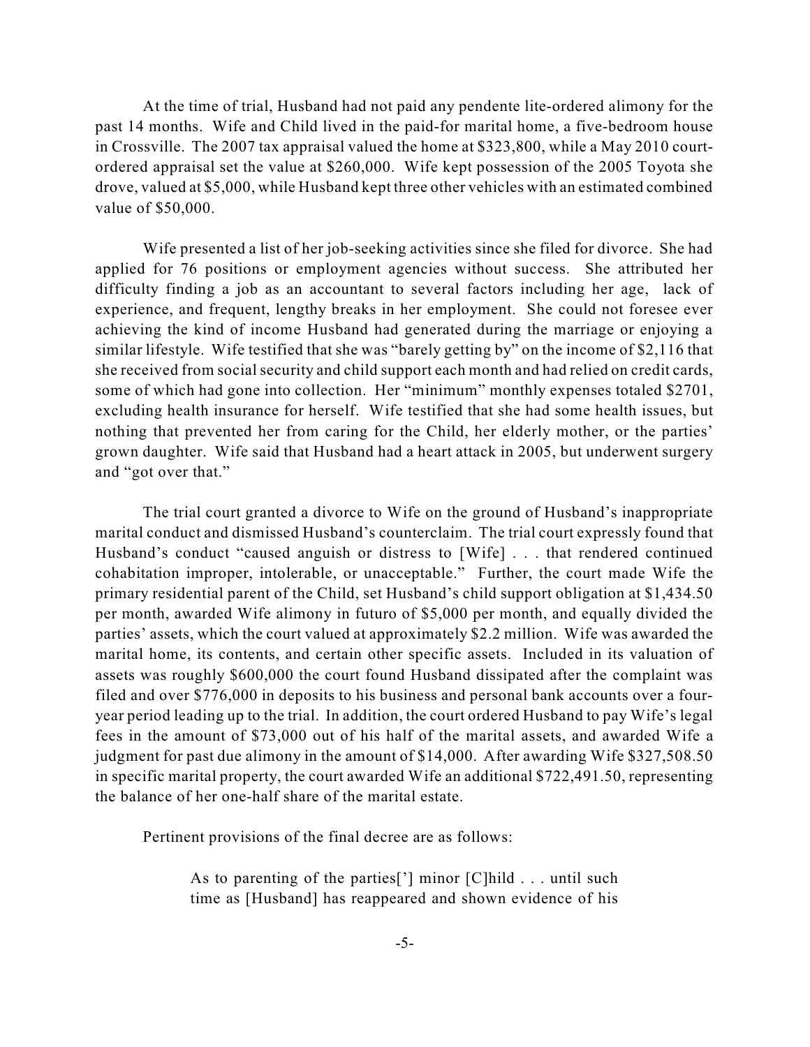At the time of trial, Husband had not paid any pendente lite-ordered alimony for the past 14 months. Wife and Child lived in the paid-for marital home, a five-bedroom house in Crossville. The 2007 tax appraisal valued the home at $323,800, while a May 2010 court-ordered appraisal set the value at $260,000. Wife kept possession of the 2005 Toyota she drove, valued at $5,000, while Husband kept three other vehicles with an estimated combined value of $50,000.

Wife presented a list of her job-seeking activities since she filed for divorce. She had applied for 76 positions or employment agencies without success. She attributed her difficulty finding a job as an accountant to several factors including her age, lack of experience, and frequent, lengthy breaks in her employment. She could not foresee ever achieving the kind of income Husband had generated during the marriage or enjoying a similar lifestyle. Wife testified that she was "barely getting by" on the income of $2,116 that she received from social security and child support each month and had relied on credit cards, some of which had gone into collection. Her "minimum" monthly expenses totaled $2701, excluding health insurance for herself. Wife testified that she had some health issues, but nothing that prevented her from caring for the Child, her elderly mother, or the parties' grown daughter. Wife said that Husband had a heart attack in 2005, but underwent surgery and "got over that."

The trial court granted a divorce to Wife on the ground of Husband's inappropriate marital conduct and dismissed Husband's counterclaim. The trial court expressly found that Husband's conduct "caused anguish or distress to [Wife] . . . that rendered continued cohabitation improper, intolerable, or unacceptable." Further, the court made Wife the primary residential parent of the Child, set Husband's child support obligation at $1,434.50 per month, awarded Wife alimony in futuro of $5,000 per month, and equally divided the parties' assets, which the court valued at approximately $2.2 million. Wife was awarded the marital home, its contents, and certain other specific assets. Included in its valuation of assets was roughly $600,000 the court found Husband dissipated after the complaint was filed and over $776,000 in deposits to his business and personal bank accounts over a four-year period leading up to the trial. In addition, the court ordered Husband to pay Wife's legal fees in the amount of $73,000 out of his half of the marital assets, and awarded Wife a judgment for past due alimony in the amount of $14,000. After awarding Wife $327,508.50 in specific marital property, the court awarded Wife an additional $722,491.50, representing the balance of her one-half share of the marital estate.

Pertinent provisions of the final decree are as follows:

> As to parenting of the parties['] minor [C]hild . . . until such time as [Husband] has reappeared and shown evidence of his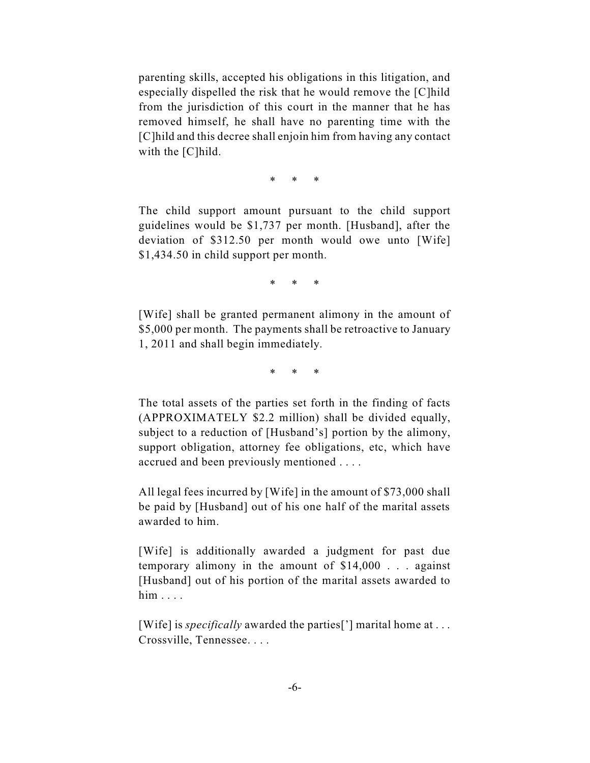parenting skills, accepted his obligations in this litigation, and especially dispelled the risk that he would remove the [C]hild from the jurisdiction of this court in the manner that he has removed himself, he shall have no parenting time with the [C]hild and this decree shall enjoin him from having any contact with the [C]hild.

\* \* \*

The child support amount pursuant to the child support guidelines would be $1,737 per month. [Husband], after the deviation of $312.50 per month would owe unto [Wife] $1,434.50 in child support per month.

\* \* \*

[Wife] shall be granted permanent alimony in the amount of $5,000 per month. The payments shall be retroactive to January 1, 2011 and shall begin immediately.

\* \* \*

The total assets of the parties set forth in the finding of facts (APPROXIMATELY $2.2 million) shall be divided equally, subject to a reduction of [Husband's] portion by the alimony, support obligation, attorney fee obligations, etc, which have accrued and been previously mentioned . . . .

All legal fees incurred by [Wife] in the amount of $73,000 shall be paid by [Husband] out of his one half of the marital assets awarded to him.

[Wife] is additionally awarded a judgment for past due temporary alimony in the amount of $14,000 . . . against [Husband] out of his portion of the marital assets awarded to him . . . .

[Wife] is *specifically* awarded the parties['] marital home at . . . Crossville, Tennessee. . . .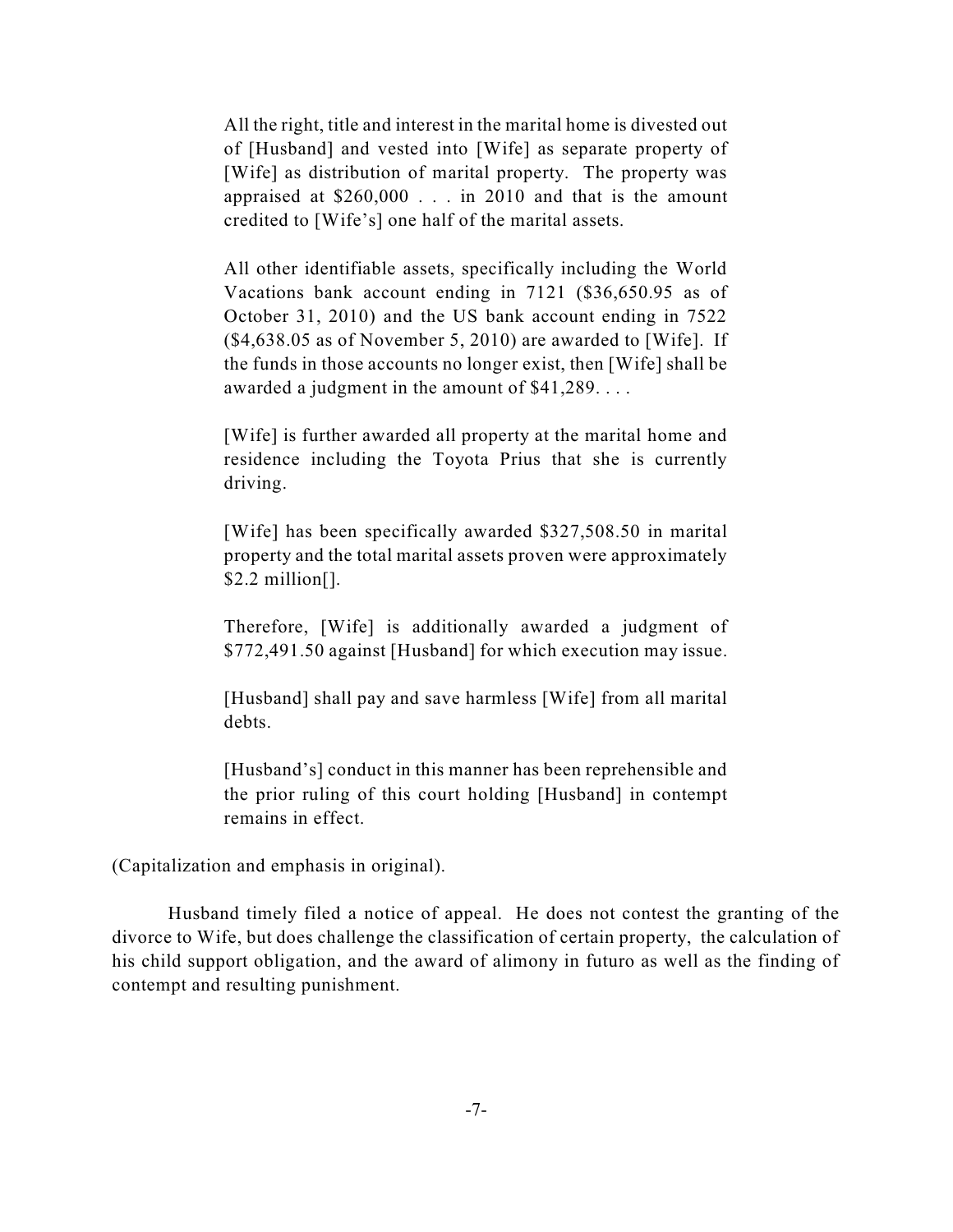> All the right, title and interest in the marital home is divested out of [Husband] and vested into [Wife] as separate property of [Wife] as distribution of marital property. The property was appraised at $260,000 . . . in 2010 and that is the amount credited to [Wife's] one half of the marital assets.
>
> All other identifiable assets, specifically including the World Vacations bank account ending in 7121 ($36,650.95 as of October 31, 2010) and the US bank account ending in 7522 ($4,638.05 as of November 5, 2010) are awarded to [Wife]. If the funds in those accounts no longer exist, then [Wife] shall be awarded a judgment in the amount of $41,289. . . .
>
> [Wife] is further awarded all property at the marital home and residence including the Toyota Prius that she is currently driving.
>
> [Wife] has been specifically awarded $327,508.50 in marital property and the total marital assets proven were approximately $2.2 million[].
>
> Therefore, [Wife] is additionally awarded a judgment of $772,491.50 against [Husband] for which execution may issue.
>
> [Husband] shall pay and save harmless [Wife] from all marital debts.
>
> [Husband's] conduct in this manner has been reprehensible and the prior ruling of this court holding [Husband] in contempt remains in effect.

(Capitalization and emphasis in original).

Husband timely filed a notice of appeal. He does not contest the granting of the divorce to Wife, but does challenge the classification of certain property, the calculation of his child support obligation, and the award of alimony in futuro as well as the finding of contempt and resulting punishment.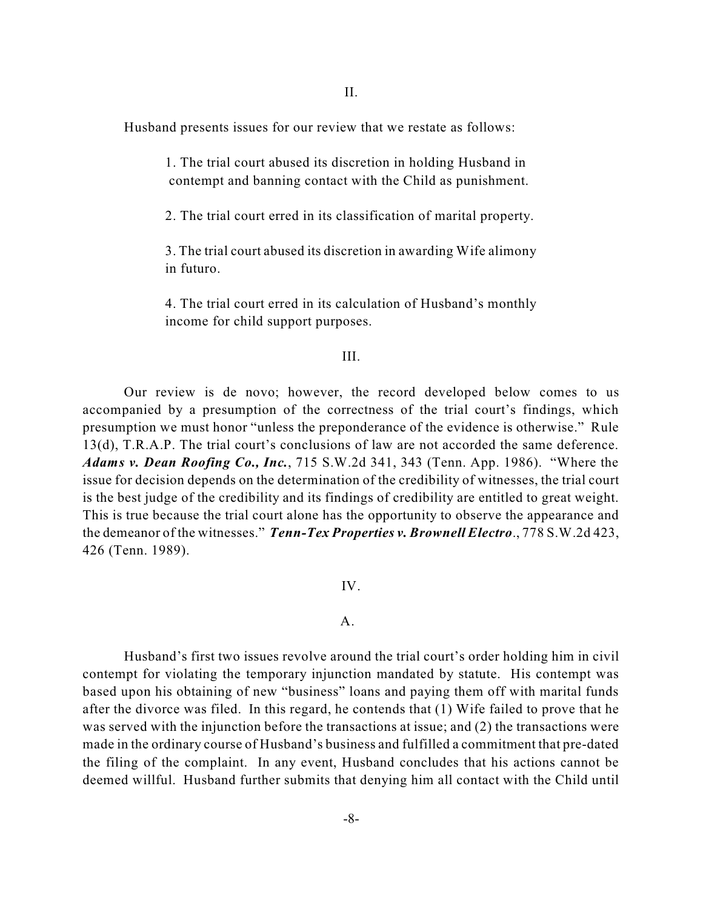II.

Husband presents issues for our review that we restate as follows:

> 1. The trial court abused its discretion in holding Husband in contempt and banning contact with the Child as punishment.
>
> 2. The trial court erred in its classification of marital property.
>
> 3. The trial court abused its discretion in awarding Wife alimony in futuro.
>
> 4. The trial court erred in its calculation of Husband's monthly income for child support purposes.

III.

Our review is de novo; however, the record developed below comes to us accompanied by a presumption of the correctness of the trial court's findings, which presumption we must honor "unless the preponderance of the evidence is otherwise." Rule 13(d), T.R.A.P. The trial court's conclusions of law are not accorded the same deference. ***Adams v. Dean Roofing Co., Inc.***, 715 S.W.2d 341, 343 (Tenn. App. 1986). "Where the issue for decision depends on the determination of the credibility of witnesses, the trial court is the best judge of the credibility and its findings of credibility are entitled to great weight. This is true because the trial court alone has the opportunity to observe the appearance and the demeanor of the witnesses." ***Tenn-Tex Properties v. Brownell Electro***., 778 S.W.2d 423, 426 (Tenn. 1989).

IV.

A.

Husband's first two issues revolve around the trial court's order holding him in civil contempt for violating the temporary injunction mandated by statute. His contempt was based upon his obtaining of new "business" loans and paying them off with marital funds after the divorce was filed. In this regard, he contends that (1) Wife failed to prove that he was served with the injunction before the transactions at issue; and (2) the transactions were made in the ordinary course of Husband's business and fulfilled a commitment that pre-dated the filing of the complaint. In any event, Husband concludes that his actions cannot be deemed willful. Husband further submits that denying him all contact with the Child until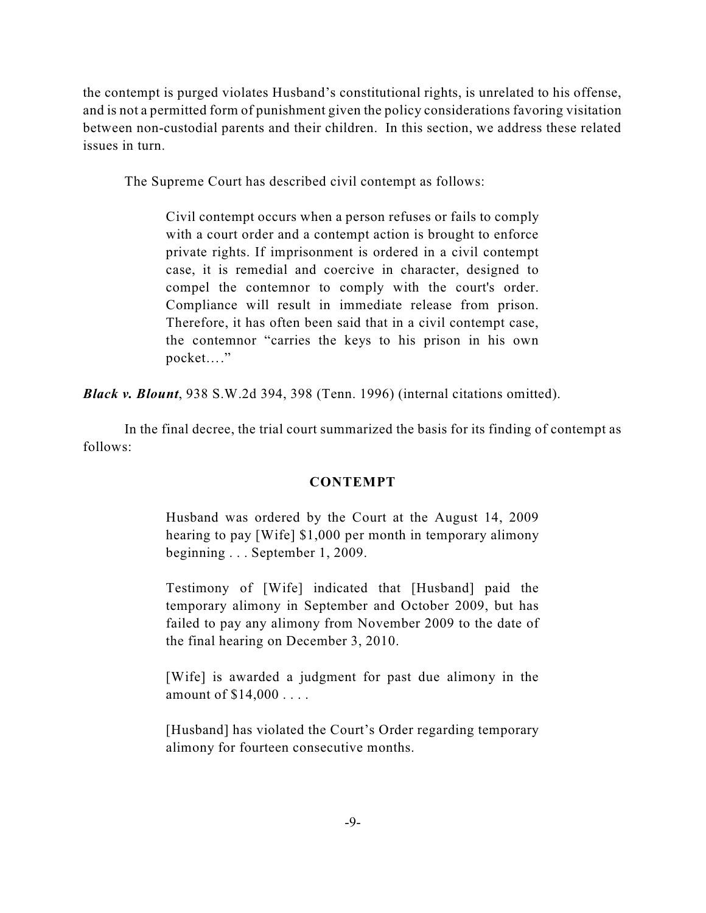the contempt is purged violates Husband's constitutional rights, is unrelated to his offense, and is not a permitted form of punishment given the policy considerations favoring visitation between non-custodial parents and their children. In this section, we address these related issues in turn.

The Supreme Court has described civil contempt as follows:

> Civil contempt occurs when a person refuses or fails to comply with a court order and a contempt action is brought to enforce private rights. If imprisonment is ordered in a civil contempt case, it is remedial and coercive in character, designed to compel the contemnor to comply with the court's order. Compliance will result in immediate release from prison. Therefore, it has often been said that in a civil contempt case, the contemnor "carries the keys to his prison in his own pocket…."

***Black v. Blount***, 938 S.W.2d 394, 398 (Tenn. 1996) (internal citations omitted).

In the final decree, the trial court summarized the basis for its finding of contempt as follows:

> **CONTEMPT**
>
> Husband was ordered by the Court at the August 14, 2009 hearing to pay [Wife] $1,000 per month in temporary alimony beginning . . . September 1, 2009.
>
> Testimony of [Wife] indicated that [Husband] paid the temporary alimony in September and October 2009, but has failed to pay any alimony from November 2009 to the date of the final hearing on December 3, 2010.
>
> [Wife] is awarded a judgment for past due alimony in the amount of $14,000 . . . .
>
> [Husband] has violated the Court's Order regarding temporary alimony for fourteen consecutive months.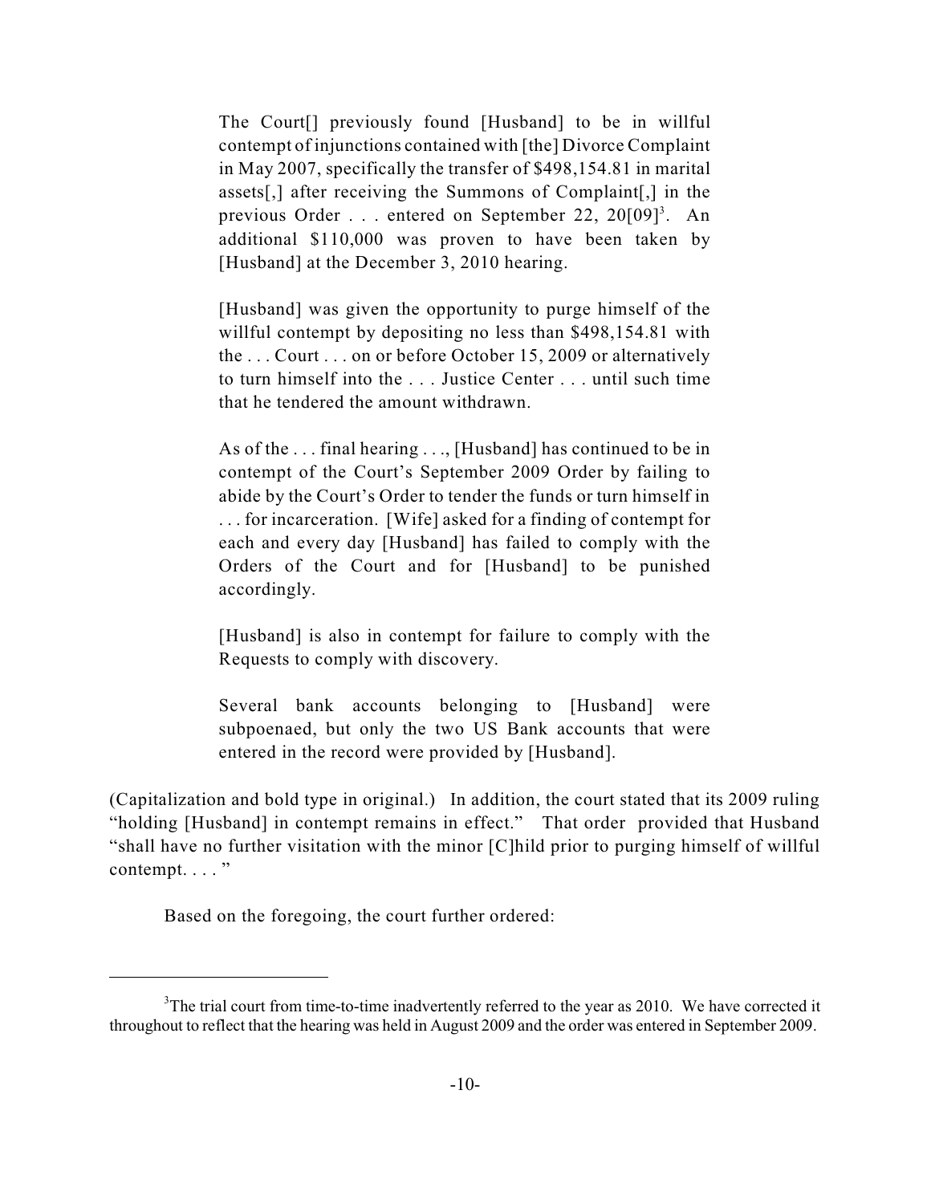> The Court[] previously found [Husband] to be in willful contempt of injunctions contained with [the] Divorce Complaint in May 2007, specifically the transfer of $498,154.81 in marital assets[,] after receiving the Summons of Complaint[,] in the previous Order . . . entered on September 22, 20[09][3]. An additional $110,000 was proven to have been taken by [Husband] at the December 3, 2010 hearing.
>
> [Husband] was given the opportunity to purge himself of the willful contempt by depositing no less than $498,154.81 with the . . . Court . . . on or before October 15, 2009 or alternatively to turn himself into the . . . Justice Center . . . until such time that he tendered the amount withdrawn.
>
> As of the . . . final hearing . . ., [Husband] has continued to be in contempt of the Court's September 2009 Order by failing to abide by the Court's Order to tender the funds or turn himself in . . . for incarceration. [Wife] asked for a finding of contempt for each and every day [Husband] has failed to comply with the Orders of the Court and for [Husband] to be punished accordingly.
>
> [Husband] is also in contempt for failure to comply with the Requests to comply with discovery.
>
> Several bank accounts belonging to [Husband] were subpoenaed, but only the two US Bank accounts that were entered in the record were provided by [Husband].

(Capitalization and bold type in original.) In addition, the court stated that its 2009 ruling "holding [Husband] in contempt remains in effect." That order provided that Husband "shall have no further visitation with the minor [C]hild prior to purging himself of willful contempt. . . . "

Based on the foregoing, the court further ordered:

---

[3] The trial court from time-to-time inadvertently referred to the year as 2010. We have corrected it throughout to reflect that the hearing was held in August 2009 and the order was entered in September 2009.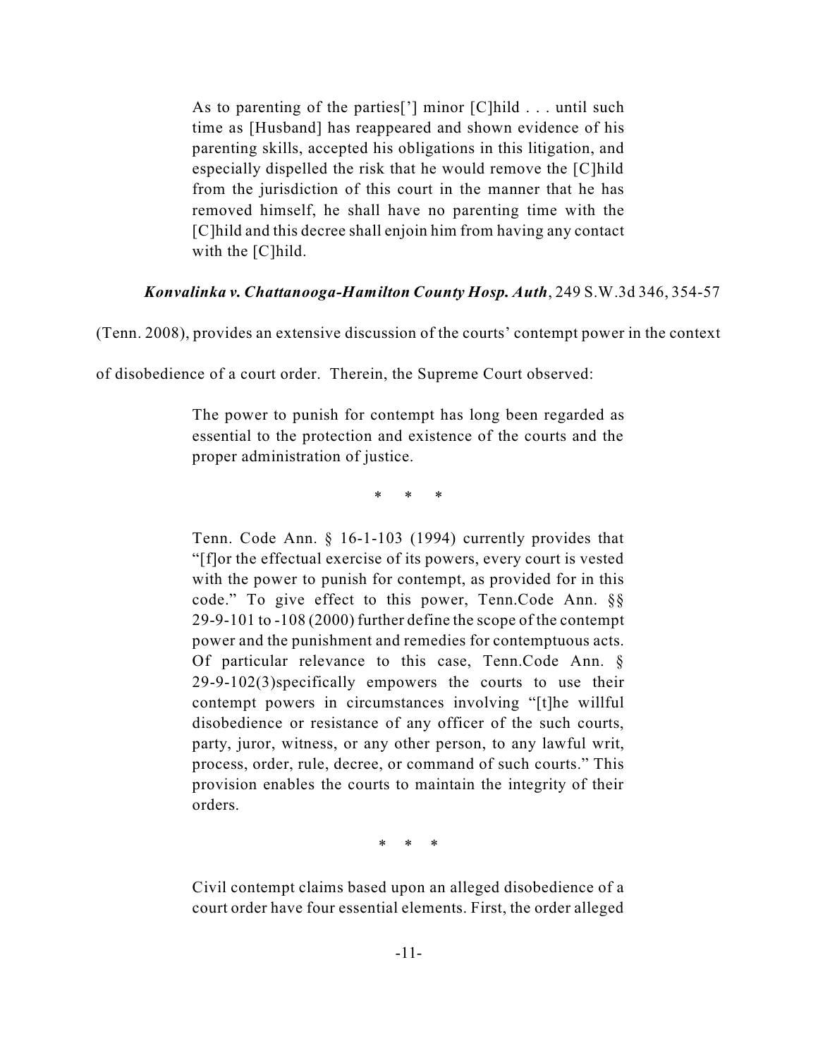> As to parenting of the parties['] minor [C]hild . . . until such time as [Husband] has reappeared and shown evidence of his parenting skills, accepted his obligations in this litigation, and especially dispelled the risk that he would remove the [C]hild from the jurisdiction of this court in the manner that he has removed himself, he shall have no parenting time with the [C]hild and this decree shall enjoin him from having any contact with the [C]hild.

***Konvalinka v. Chattanooga-Hamilton County Hosp. Auth***, 249 S.W.3d 346, 354-57 (Tenn. 2008), provides an extensive discussion of the courts' contempt power in the context of disobedience of a court order. Therein, the Supreme Court observed:

> The power to punish for contempt has long been regarded as essential to the protection and existence of the courts and the proper administration of justice.
>
> \* \* \*
>
> Tenn. Code Ann. § 16-1-103 (1994) currently provides that "[f]or the effectual exercise of its powers, every court is vested with the power to punish for contempt, as provided for in this code." To give effect to this power, Tenn.Code Ann. §§ 29-9-101 to -108 (2000) further define the scope of the contempt power and the punishment and remedies for contemptuous acts. Of particular relevance to this case, Tenn.Code Ann. § 29-9-102(3)specifically empowers the courts to use their contempt powers in circumstances involving "[t]he willful disobedience or resistance of any officer of the such courts, party, juror, witness, or any other person, to any lawful writ, process, order, rule, decree, or command of such courts." This provision enables the courts to maintain the integrity of their orders.
>
> \* \* \*
>
> Civil contempt claims based upon an alleged disobedience of a court order have four essential elements. First, the order alleged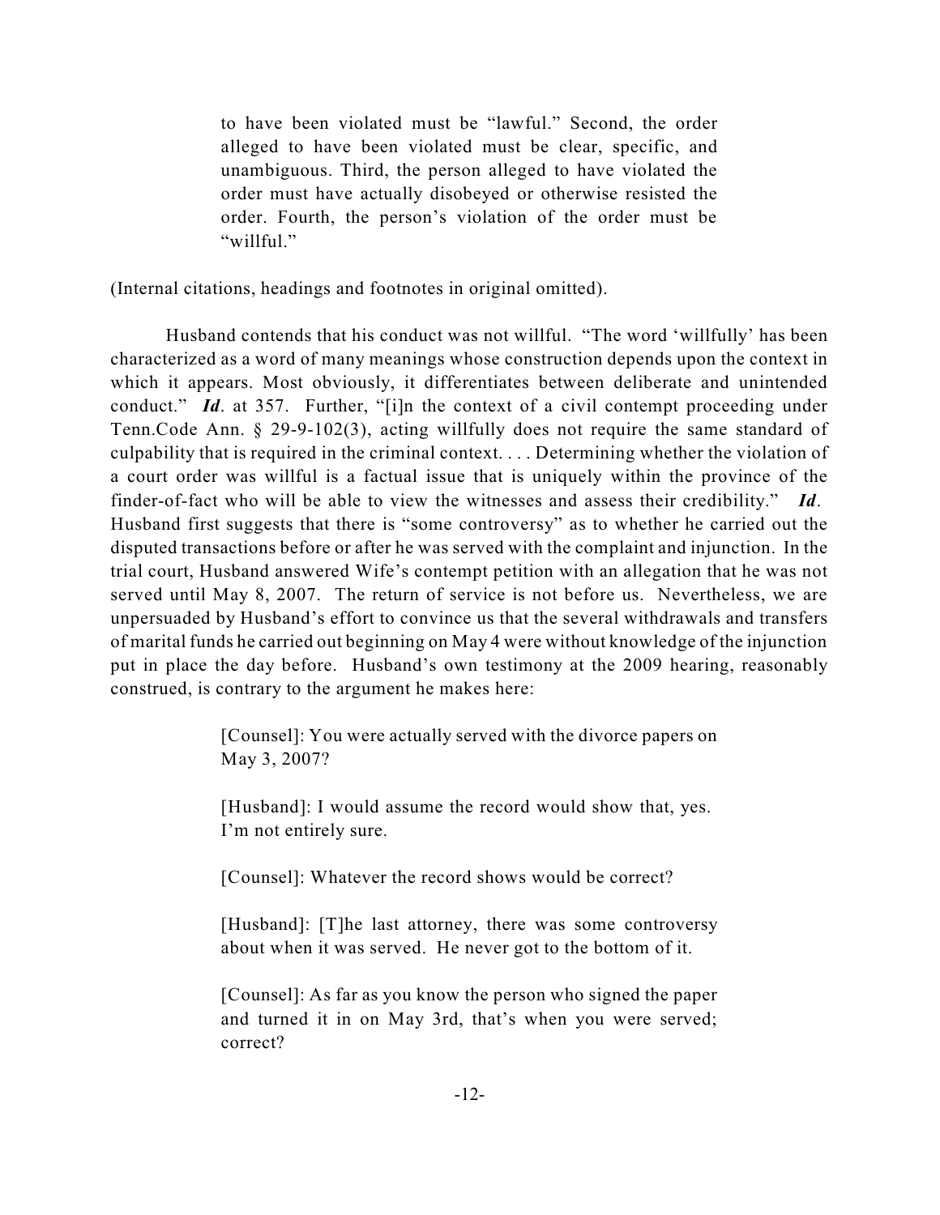> to have been violated must be "lawful." Second, the order alleged to have been violated must be clear, specific, and unambiguous. Third, the person alleged to have violated the order must have actually disobeyed or otherwise resisted the order. Fourth, the person's violation of the order must be "willful."

(Internal citations, headings and footnotes in original omitted).

Husband contends that his conduct was not willful. "The word 'willfully' has been characterized as a word of many meanings whose construction depends upon the context in which it appears. Most obviously, it differentiates between deliberate and unintended conduct." ***Id***. at 357. Further, "[i]n the context of a civil contempt proceeding under Tenn.Code Ann. § 29-9-102(3), acting willfully does not require the same standard of culpability that is required in the criminal context. . . . Determining whether the violation of a court order was willful is a factual issue that is uniquely within the province of the finder-of-fact who will be able to view the witnesses and assess their credibility." ***Id***. Husband first suggests that there is "some controversy" as to whether he carried out the disputed transactions before or after he was served with the complaint and injunction. In the trial court, Husband answered Wife's contempt petition with an allegation that he was not served until May 8, 2007. The return of service is not before us. Nevertheless, we are unpersuaded by Husband's effort to convince us that the several withdrawals and transfers of marital funds he carried out beginning on May 4 were without knowledge of the injunction put in place the day before. Husband's own testimony at the 2009 hearing, reasonably construed, is contrary to the argument he makes here:

> [Counsel]: You were actually served with the divorce papers on May 3, 2007?
>
> [Husband]: I would assume the record would show that, yes. I'm not entirely sure.
>
> [Counsel]: Whatever the record shows would be correct?
>
> [Husband]: [T]he last attorney, there was some controversy about when it was served. He never got to the bottom of it.
>
> [Counsel]: As far as you know the person who signed the paper and turned it in on May 3rd, that's when you were served; correct?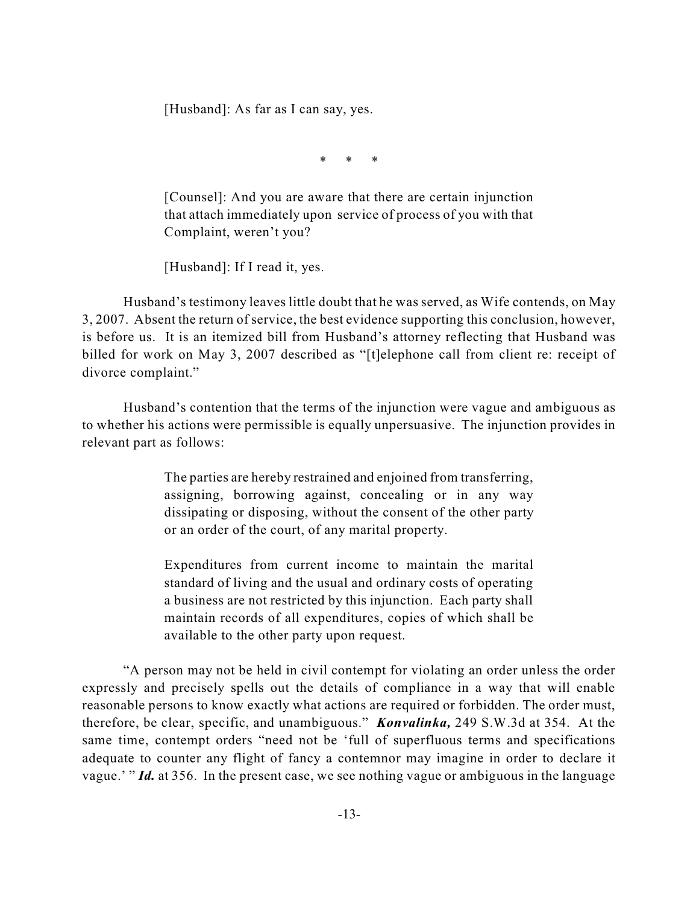> [Husband]: As far as I can say, yes.
>
> \* \* \*
>
> [Counsel]: And you are aware that there are certain injunction that attach immediately upon service of process of you with that Complaint, weren't you?
>
> [Husband]: If I read it, yes.

Husband's testimony leaves little doubt that he was served, as Wife contends, on May 3, 2007. Absent the return of service, the best evidence supporting this conclusion, however, is before us. It is an itemized bill from Husband's attorney reflecting that Husband was billed for work on May 3, 2007 described as "[t]elephone call from client re: receipt of divorce complaint."

Husband's contention that the terms of the injunction were vague and ambiguous as to whether his actions were permissible is equally unpersuasive. The injunction provides in relevant part as follows:

> The parties are hereby restrained and enjoined from transferring, assigning, borrowing against, concealing or in any way dissipating or disposing, without the consent of the other party or an order of the court, of any marital property.
>
> Expenditures from current income to maintain the marital standard of living and the usual and ordinary costs of operating a business are not restricted by this injunction. Each party shall maintain records of all expenditures, copies of which shall be available to the other party upon request.

"A person may not be held in civil contempt for violating an order unless the order expressly and precisely spells out the details of compliance in a way that will enable reasonable persons to know exactly what actions are required or forbidden. The order must, therefore, be clear, specific, and unambiguous." ***Konvalinka,*** 249 S.W.3d at 354. At the same time, contempt orders "need not be 'full of superfluous terms and specifications adequate to counter any flight of fancy a contemnor may imagine in order to declare it vague.' " ***Id.*** at 356. In the present case, we see nothing vague or ambiguous in the language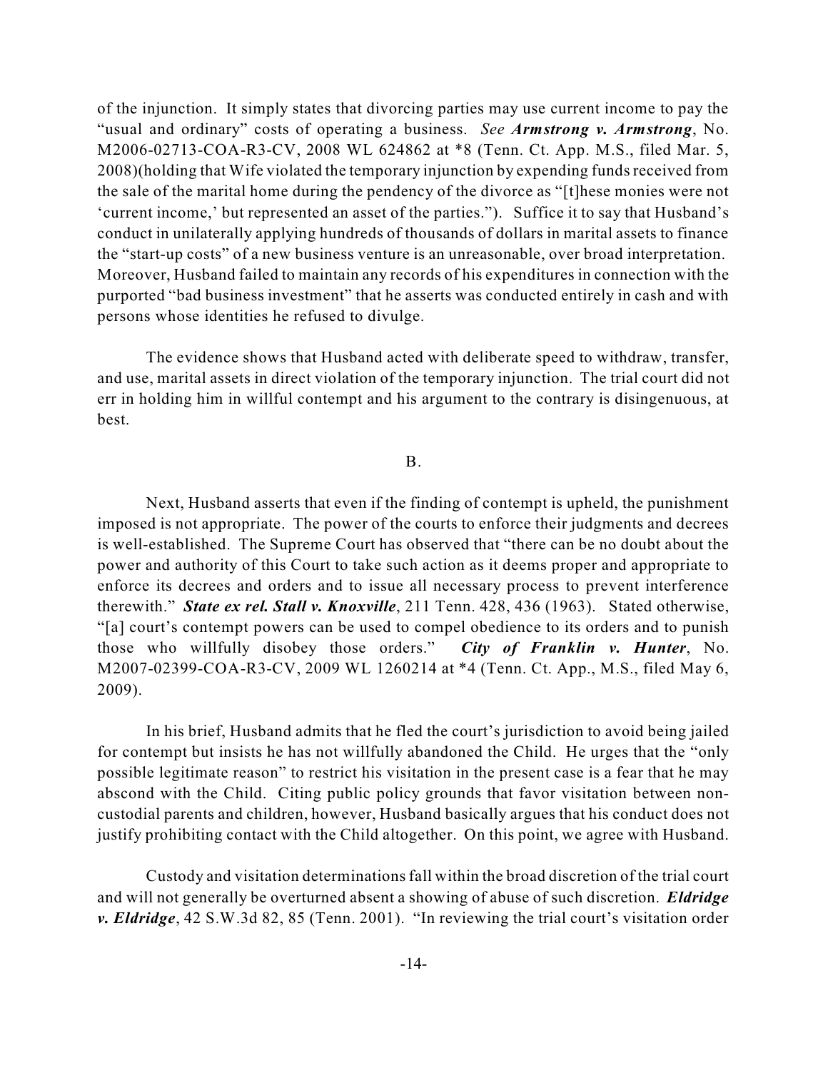of the injunction. It simply states that divorcing parties may use current income to pay the "usual and ordinary" costs of operating a business. *See* ***Armstrong v. Armstrong***, No. M2006-02713-COA-R3-CV, 2008 WL 624862 at *8 (Tenn. Ct. App. M.S., filed Mar. 5, 2008)(holding that Wife violated the temporary injunction by expending funds received from the sale of the marital home during the pendency of the divorce as "[t]hese monies were not 'current income,' but represented an asset of the parties."). Suffice it to say that Husband's conduct in unilaterally applying hundreds of thousands of dollars in marital assets to finance the "start-up costs" of a new business venture is an unreasonable, over broad interpretation. Moreover, Husband failed to maintain any records of his expenditures in connection with the purported "bad business investment" that he asserts was conducted entirely in cash and with persons whose identities he refused to divulge.

The evidence shows that Husband acted with deliberate speed to withdraw, transfer, and use, marital assets in direct violation of the temporary injunction. The trial court did not err in holding him in willful contempt and his argument to the contrary is disingenuous, at best.

B.

Next, Husband asserts that even if the finding of contempt is upheld, the punishment imposed is not appropriate. The power of the courts to enforce their judgments and decrees is well-established. The Supreme Court has observed that "there can be no doubt about the power and authority of this Court to take such action as it deems proper and appropriate to enforce its decrees and orders and to issue all necessary process to prevent interference therewith." ***State ex rel. Stall v. Knoxville***, 211 Tenn. 428, 436 (1963). Stated otherwise, "[a] court's contempt powers can be used to compel obedience to its orders and to punish those who willfully disobey those orders." ***City of Franklin v. Hunter***, No. M2007-02399-COA-R3-CV, 2009 WL 1260214 at *4 (Tenn. Ct. App., M.S., filed May 6, 2009).

In his brief, Husband admits that he fled the court's jurisdiction to avoid being jailed for contempt but insists he has not willfully abandoned the Child. He urges that the "only possible legitimate reason" to restrict his visitation in the present case is a fear that he may abscond with the Child. Citing public policy grounds that favor visitation between non-custodial parents and children, however, Husband basically argues that his conduct does not justify prohibiting contact with the Child altogether. On this point, we agree with Husband.

Custody and visitation determinations fall within the broad discretion of the trial court and will not generally be overturned absent a showing of abuse of such discretion. ***Eldridge v. Eldridge***, 42 S.W.3d 82, 85 (Tenn. 2001). "In reviewing the trial court's visitation order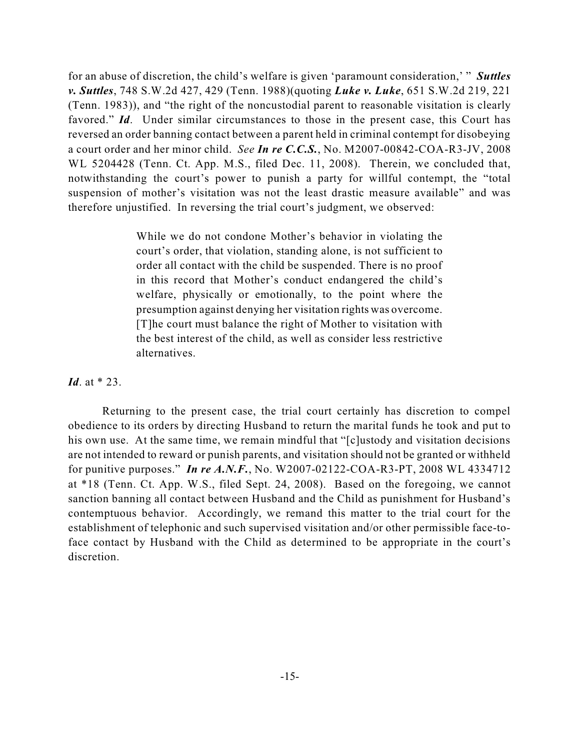for an abuse of discretion, the child's welfare is given 'paramount consideration,' " ***Suttles v. Suttles***, 748 S.W.2d 427, 429 (Tenn. 1988)(quoting ***Luke v. Luke***, 651 S.W.2d 219, 221 (Tenn. 1983)), and "the right of the noncustodial parent to reasonable visitation is clearly favored." ***Id***. Under similar circumstances to those in the present case, this Court has reversed an order banning contact between a parent held in criminal contempt for disobeying a court order and her minor child. *See* ***In re C.C.S.***, No. M2007-00842-COA-R3-JV, 2008 WL 5204428 (Tenn. Ct. App. M.S., filed Dec. 11, 2008). Therein, we concluded that, notwithstanding the court's power to punish a party for willful contempt, the "total suspension of mother's visitation was not the least drastic measure available" and was therefore unjustified. In reversing the trial court's judgment, we observed:

> While we do not condone Mother's behavior in violating the court's order, that violation, standing alone, is not sufficient to order all contact with the child be suspended. There is no proof in this record that Mother's conduct endangered the child's welfare, physically or emotionally, to the point where the presumption against denying her visitation rights was overcome. [T]he court must balance the right of Mother to visitation with the best interest of the child, as well as consider less restrictive alternatives.

***Id***. at * 23.

Returning to the present case, the trial court certainly has discretion to compel obedience to its orders by directing Husband to return the marital funds he took and put to his own use. At the same time, we remain mindful that "[c]ustody and visitation decisions are not intended to reward or punish parents, and visitation should not be granted or withheld for punitive purposes." ***In re A.N.F.***, No. W2007-02122-COA-R3-PT, 2008 WL 4334712 at *18 (Tenn. Ct. App. W.S., filed Sept. 24, 2008). Based on the foregoing, we cannot sanction banning all contact between Husband and the Child as punishment for Husband's contemptuous behavior. Accordingly, we remand this matter to the trial court for the establishment of telephonic and such supervised visitation and/or other permissible face-to-face contact by Husband with the Child as determined to be appropriate in the court's discretion.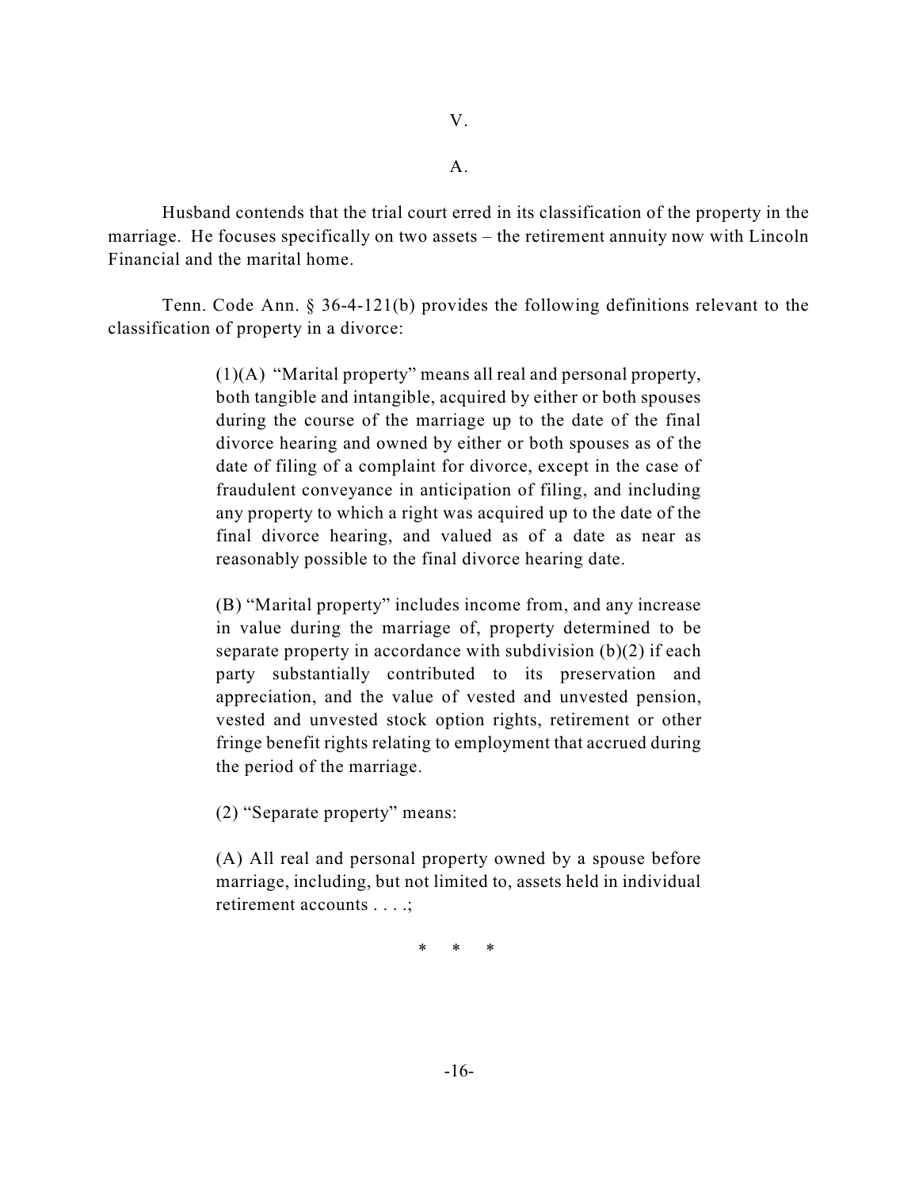V.

A.

Husband contends that the trial court erred in its classification of the property in the marriage. He focuses specifically on two assets – the retirement annuity now with Lincoln Financial and the marital home.

Tenn. Code Ann. § 36-4-121(b) provides the following definitions relevant to the classification of property in a divorce:

> (1)(A) "Marital property" means all real and personal property, both tangible and intangible, acquired by either or both spouses during the course of the marriage up to the date of the final divorce hearing and owned by either or both spouses as of the date of filing of a complaint for divorce, except in the case of fraudulent conveyance in anticipation of filing, and including any property to which a right was acquired up to the date of the final divorce hearing, and valued as of a date as near as reasonably possible to the final divorce hearing date.
>
> (B) "Marital property" includes income from, and any increase in value during the marriage of, property determined to be separate property in accordance with subdivision (b)(2) if each party substantially contributed to its preservation and appreciation, and the value of vested and unvested pension, vested and unvested stock option rights, retirement or other fringe benefit rights relating to employment that accrued during the period of the marriage.
>
> (2) "Separate property" means:
>
> (A) All real and personal property owned by a spouse before marriage, including, but not limited to, assets held in individual retirement accounts . . . .;
>
> \* \* \*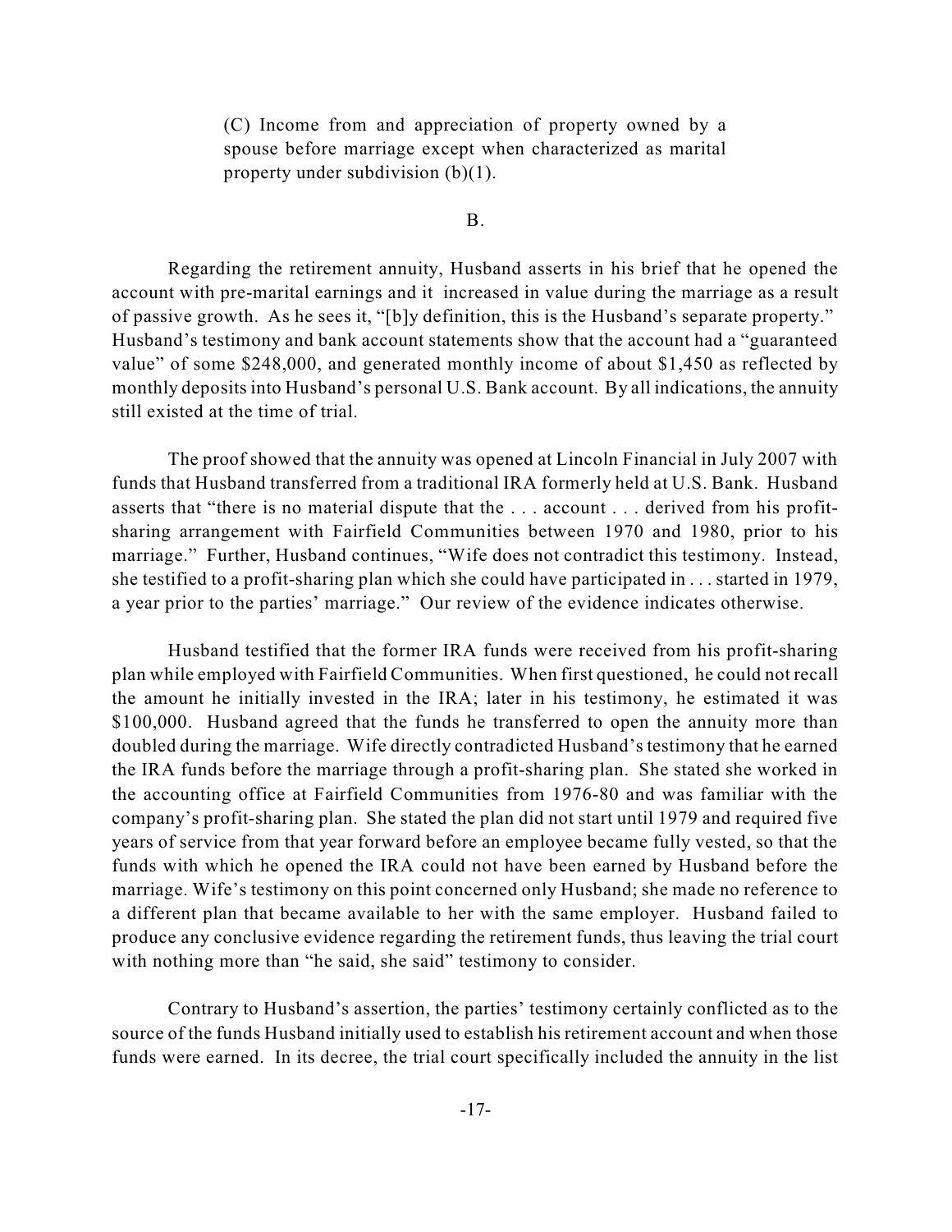> (C) Income from and appreciation of property owned by a spouse before marriage except when characterized as marital property under subdivision (b)(1).

B.

Regarding the retirement annuity, Husband asserts in his brief that he opened the account with pre-marital earnings and it increased in value during the marriage as a result of passive growth. As he sees it, "[b]y definition, this is the Husband's separate property." Husband's testimony and bank account statements show that the account had a "guaranteed value" of some $248,000, and generated monthly income of about $1,450 as reflected by monthly deposits into Husband's personal U.S. Bank account. By all indications, the annuity still existed at the time of trial.

The proof showed that the annuity was opened at Lincoln Financial in July 2007 with funds that Husband transferred from a traditional IRA formerly held at U.S. Bank. Husband asserts that "there is no material dispute that the . . . account . . . derived from his profit-sharing arrangement with Fairfield Communities between 1970 and 1980, prior to his marriage." Further, Husband continues, "Wife does not contradict this testimony. Instead, she testified to a profit-sharing plan which she could have participated in . . . started in 1979, a year prior to the parties' marriage." Our review of the evidence indicates otherwise.

Husband testified that the former IRA funds were received from his profit-sharing plan while employed with Fairfield Communities. When first questioned, he could not recall the amount he initially invested in the IRA; later in his testimony, he estimated it was $100,000. Husband agreed that the funds he transferred to open the annuity more than doubled during the marriage. Wife directly contradicted Husband's testimony that he earned the IRA funds before the marriage through a profit-sharing plan. She stated she worked in the accounting office at Fairfield Communities from 1976-80 and was familiar with the company's profit-sharing plan. She stated the plan did not start until 1979 and required five years of service from that year forward before an employee became fully vested, so that the funds with which he opened the IRA could not have been earned by Husband before the marriage. Wife's testimony on this point concerned only Husband; she made no reference to a different plan that became available to her with the same employer. Husband failed to produce any conclusive evidence regarding the retirement funds, thus leaving the trial court with nothing more than "he said, she said" testimony to consider.

Contrary to Husband's assertion, the parties' testimony certainly conflicted as to the source of the funds Husband initially used to establish his retirement account and when those funds were earned. In its decree, the trial court specifically included the annuity in the list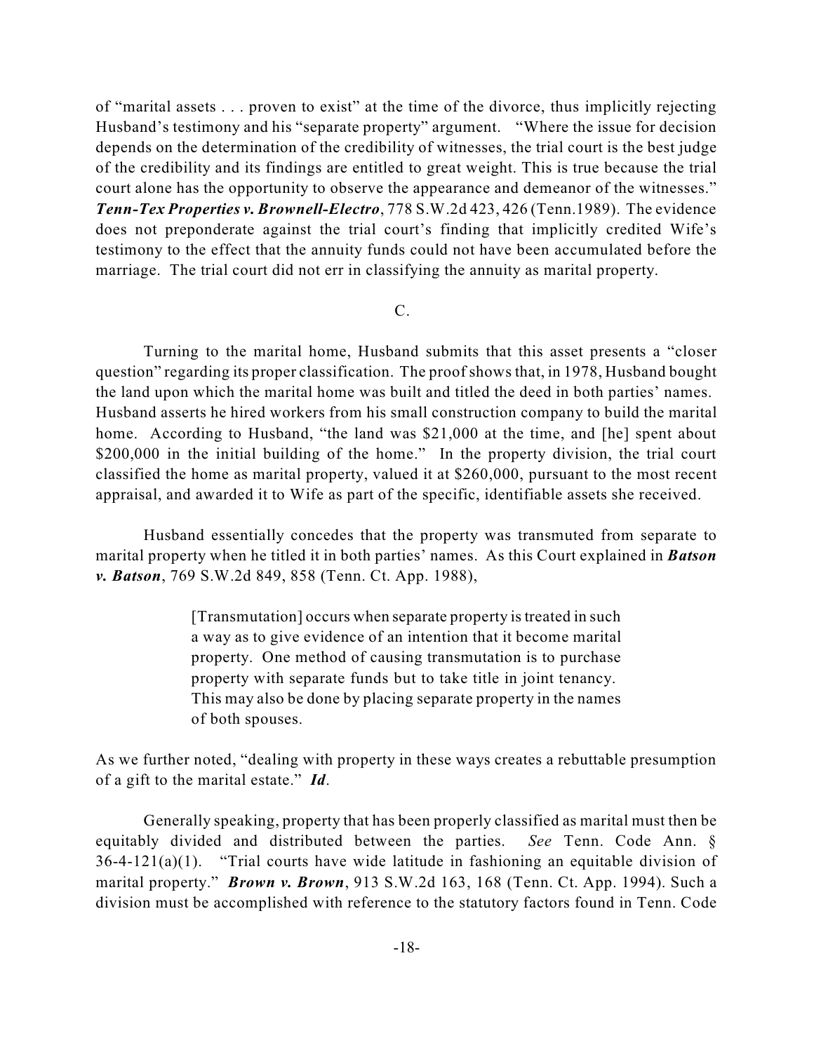of "marital assets . . . proven to exist" at the time of the divorce, thus implicitly rejecting Husband's testimony and his "separate property" argument. "Where the issue for decision depends on the determination of the credibility of witnesses, the trial court is the best judge of the credibility and its findings are entitled to great weight. This is true because the trial court alone has the opportunity to observe the appearance and demeanor of the witnesses." ***Tenn-Tex Properties v. Brownell-Electro***, 778 S.W.2d 423, 426 (Tenn.1989). The evidence does not preponderate against the trial court's finding that implicitly credited Wife's testimony to the effect that the annuity funds could not have been accumulated before the marriage. The trial court did not err in classifying the annuity as marital property.

C.

Turning to the marital home, Husband submits that this asset presents a "closer question" regarding its proper classification. The proof shows that, in 1978, Husband bought the land upon which the marital home was built and titled the deed in both parties' names. Husband asserts he hired workers from his small construction company to build the marital home. According to Husband, "the land was $21,000 at the time, and [he] spent about $200,000 in the initial building of the home." In the property division, the trial court classified the home as marital property, valued it at $260,000, pursuant to the most recent appraisal, and awarded it to Wife as part of the specific, identifiable assets she received.

Husband essentially concedes that the property was transmuted from separate to marital property when he titled it in both parties' names. As this Court explained in ***Batson v. Batson***, 769 S.W.2d 849, 858 (Tenn. Ct. App. 1988),

> [Transmutation] occurs when separate property is treated in such a way as to give evidence of an intention that it become marital property. One method of causing transmutation is to purchase property with separate funds but to take title in joint tenancy. This may also be done by placing separate property in the names of both spouses.

As we further noted, "dealing with property in these ways creates a rebuttable presumption of a gift to the marital estate." ***Id***.

Generally speaking, property that has been properly classified as marital must then be equitably divided and distributed between the parties. *See* Tenn. Code Ann. § 36-4-121(a)(1). "Trial courts have wide latitude in fashioning an equitable division of marital property." ***Brown v. Brown***, 913 S.W.2d 163, 168 (Tenn. Ct. App. 1994). Such a division must be accomplished with reference to the statutory factors found in Tenn. Code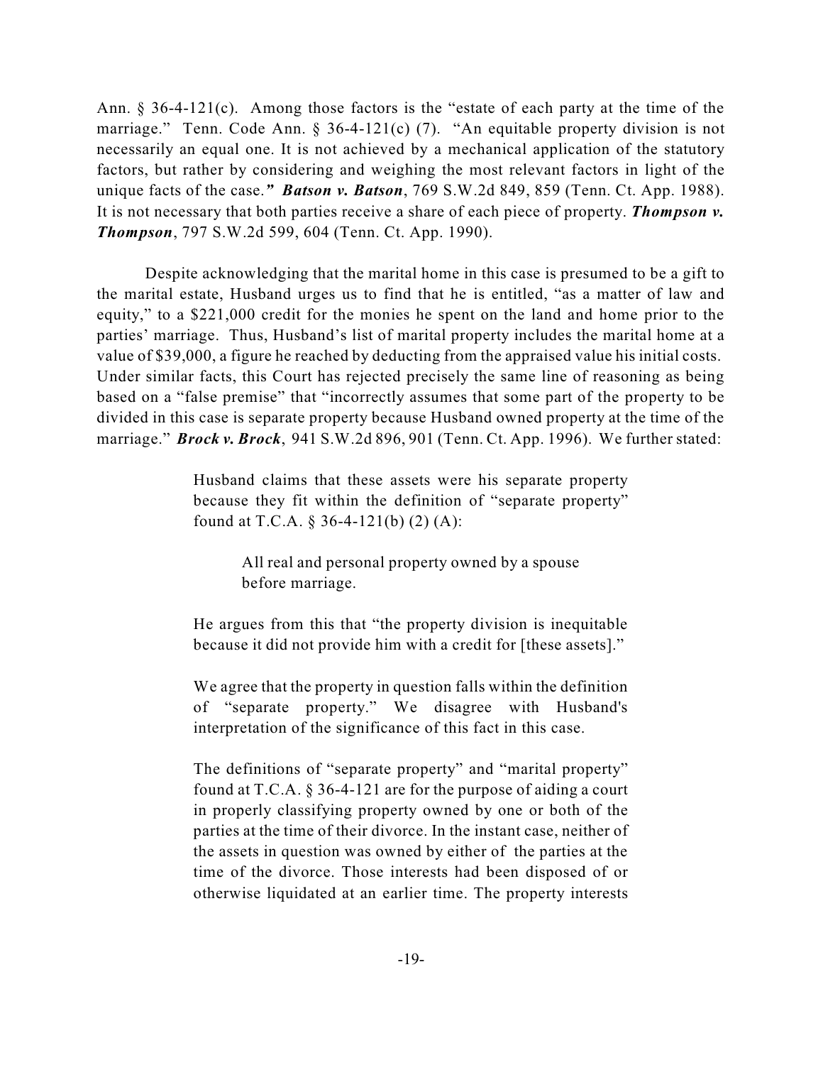Ann. § 36-4-121(c). Among those factors is the "estate of each party at the time of the marriage." Tenn. Code Ann. § 36-4-121(c) (7). "An equitable property division is not necessarily an equal one. It is not achieved by a mechanical application of the statutory factors, but rather by considering and weighing the most relevant factors in light of the unique facts of the case." ***Batson v. Batson***, 769 S.W.2d 849, 859 (Tenn. Ct. App. 1988). It is not necessary that both parties receive a share of each piece of property. ***Thompson v. Thompson***, 797 S.W.2d 599, 604 (Tenn. Ct. App. 1990).

Despite acknowledging that the marital home in this case is presumed to be a gift to the marital estate, Husband urges us to find that he is entitled, "as a matter of law and equity," to a $221,000 credit for the monies he spent on the land and home prior to the parties' marriage. Thus, Husband's list of marital property includes the marital home at a value of $39,000, a figure he reached by deducting from the appraised value his initial costs. Under similar facts, this Court has rejected precisely the same line of reasoning as being based on a "false premise" that "incorrectly assumes that some part of the property to be divided in this case is separate property because Husband owned property at the time of the marriage." ***Brock v. Brock***, 941 S.W.2d 896, 901 (Tenn. Ct. App. 1996). We further stated:

> Husband claims that these assets were his separate property because they fit within the definition of "separate property" found at T.C.A. § 36-4-121(b) (2) (A):
>
> > All real and personal property owned by a spouse before marriage.
>
> He argues from this that "the property division is inequitable because it did not provide him with a credit for [these assets]."
>
> We agree that the property in question falls within the definition of "separate property." We disagree with Husband's interpretation of the significance of this fact in this case.
>
> The definitions of "separate property" and "marital property" found at T.C.A. § 36-4-121 are for the purpose of aiding a court in properly classifying property owned by one or both of the parties at the time of their divorce. In the instant case, neither of the assets in question was owned by either of the parties at the time of the divorce. Those interests had been disposed of or otherwise liquidated at an earlier time. The property interests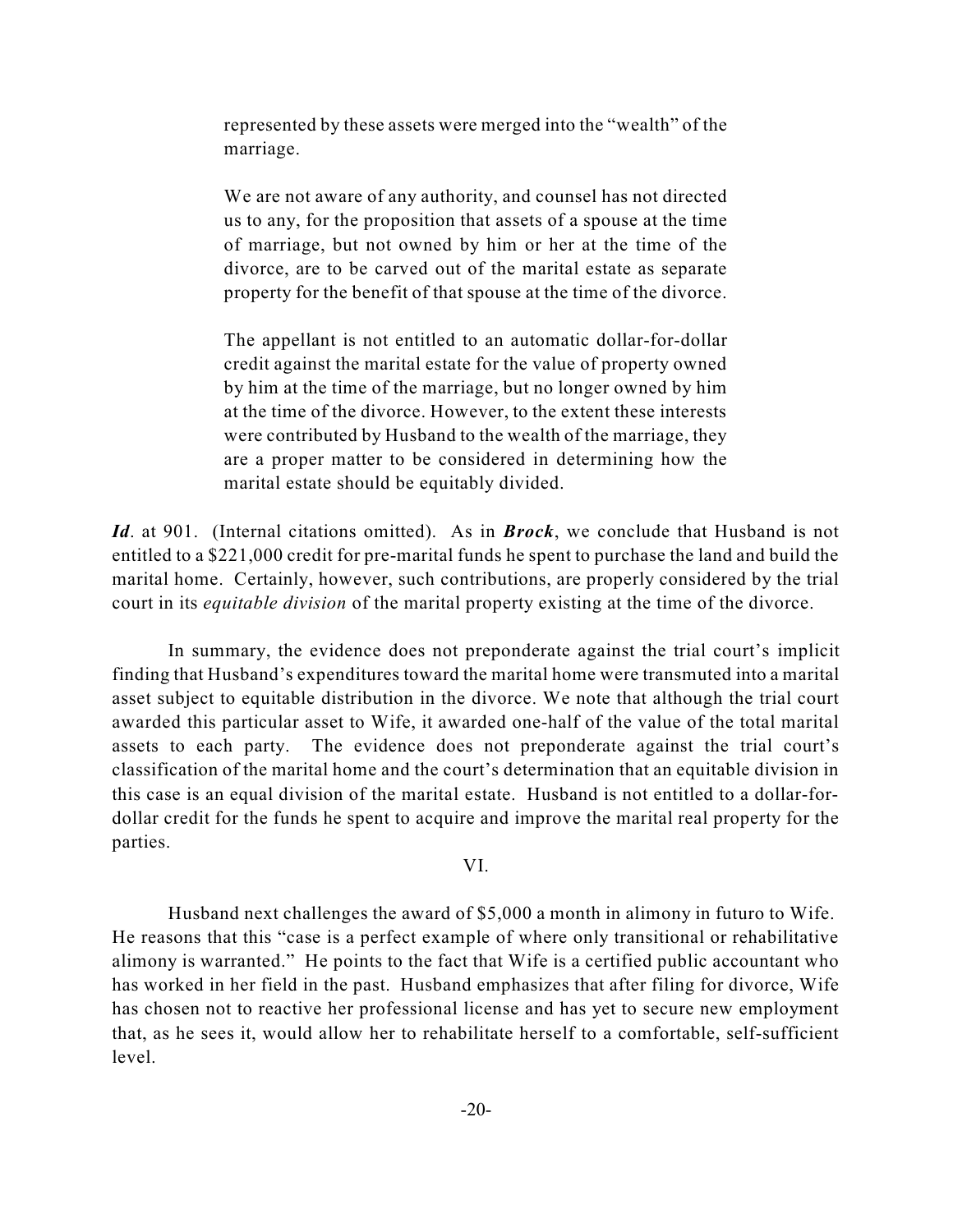> represented by these assets were merged into the "wealth" of the marriage.
>
> We are not aware of any authority, and counsel has not directed us to any, for the proposition that assets of a spouse at the time of marriage, but not owned by him or her at the time of the divorce, are to be carved out of the marital estate as separate property for the benefit of that spouse at the time of the divorce.
>
> The appellant is not entitled to an automatic dollar-for-dollar credit against the marital estate for the value of property owned by him at the time of the marriage, but no longer owned by him at the time of the divorce. However, to the extent these interests were contributed by Husband to the wealth of the marriage, they are a proper matter to be considered in determining how the marital estate should be equitably divided.

***Id***. at 901. (Internal citations omitted). As in ***Brock***, we conclude that Husband is not entitled to a $221,000 credit for pre-marital funds he spent to purchase the land and build the marital home. Certainly, however, such contributions, are properly considered by the trial court in its *equitable division* of the marital property existing at the time of the divorce.

In summary, the evidence does not preponderate against the trial court's implicit finding that Husband's expenditures toward the marital home were transmuted into a marital asset subject to equitable distribution in the divorce. We note that although the trial court awarded this particular asset to Wife, it awarded one-half of the value of the total marital assets to each party. The evidence does not preponderate against the trial court's classification of the marital home and the court's determination that an equitable division in this case is an equal division of the marital estate. Husband is not entitled to a dollar-for-dollar credit for the funds he spent to acquire and improve the marital real property for the parties.

VI.

Husband next challenges the award of $5,000 a month in alimony in futuro to Wife. He reasons that this "case is a perfect example of where only transitional or rehabilitative alimony is warranted." He points to the fact that Wife is a certified public accountant who has worked in her field in the past. Husband emphasizes that after filing for divorce, Wife has chosen not to reactive her professional license and has yet to secure new employment that, as he sees it, would allow her to rehabilitate herself to a comfortable, self-sufficient level.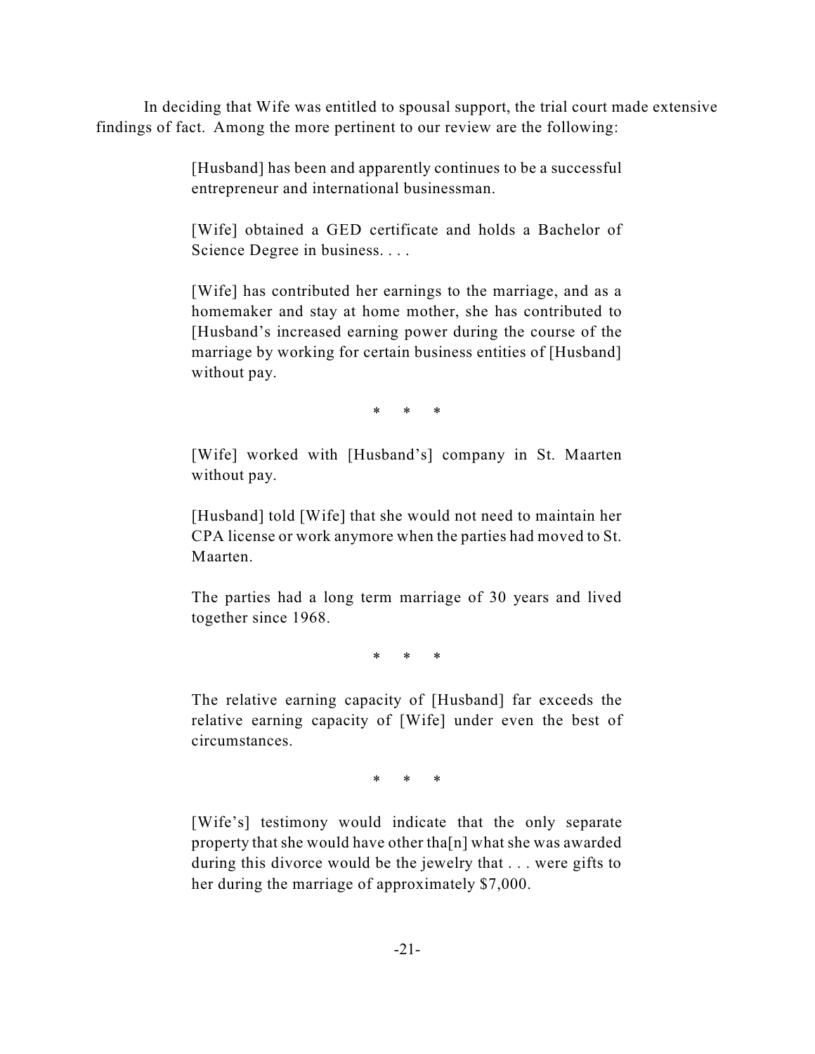In deciding that Wife was entitled to spousal support, the trial court made extensive findings of fact. Among the more pertinent to our review are the following:

> [Husband] has been and apparently continues to be a successful entrepreneur and international businessman.
>
> [Wife] obtained a GED certificate and holds a Bachelor of Science Degree in business. . . .
>
> [Wife] has contributed her earnings to the marriage, and as a homemaker and stay at home mother, she has contributed to [Husband's increased earning power during the course of the marriage by working for certain business entities of [Husband] without pay.
>
> \* \* \*
>
> [Wife] worked with [Husband's] company in St. Maarten without pay.
>
> [Husband] told [Wife] that she would not need to maintain her CPA license or work anymore when the parties had moved to St. Maarten.
>
> The parties had a long term marriage of 30 years and lived together since 1968.
>
> \* \* \*
>
> The relative earning capacity of [Husband] far exceeds the relative earning capacity of [Wife] under even the best of circumstances.
>
> \* \* \*
>
> [Wife's] testimony would indicate that the only separate property that she would have other tha[n] what she was awarded during this divorce would be the jewelry that . . . were gifts to her during the marriage of approximately $7,000.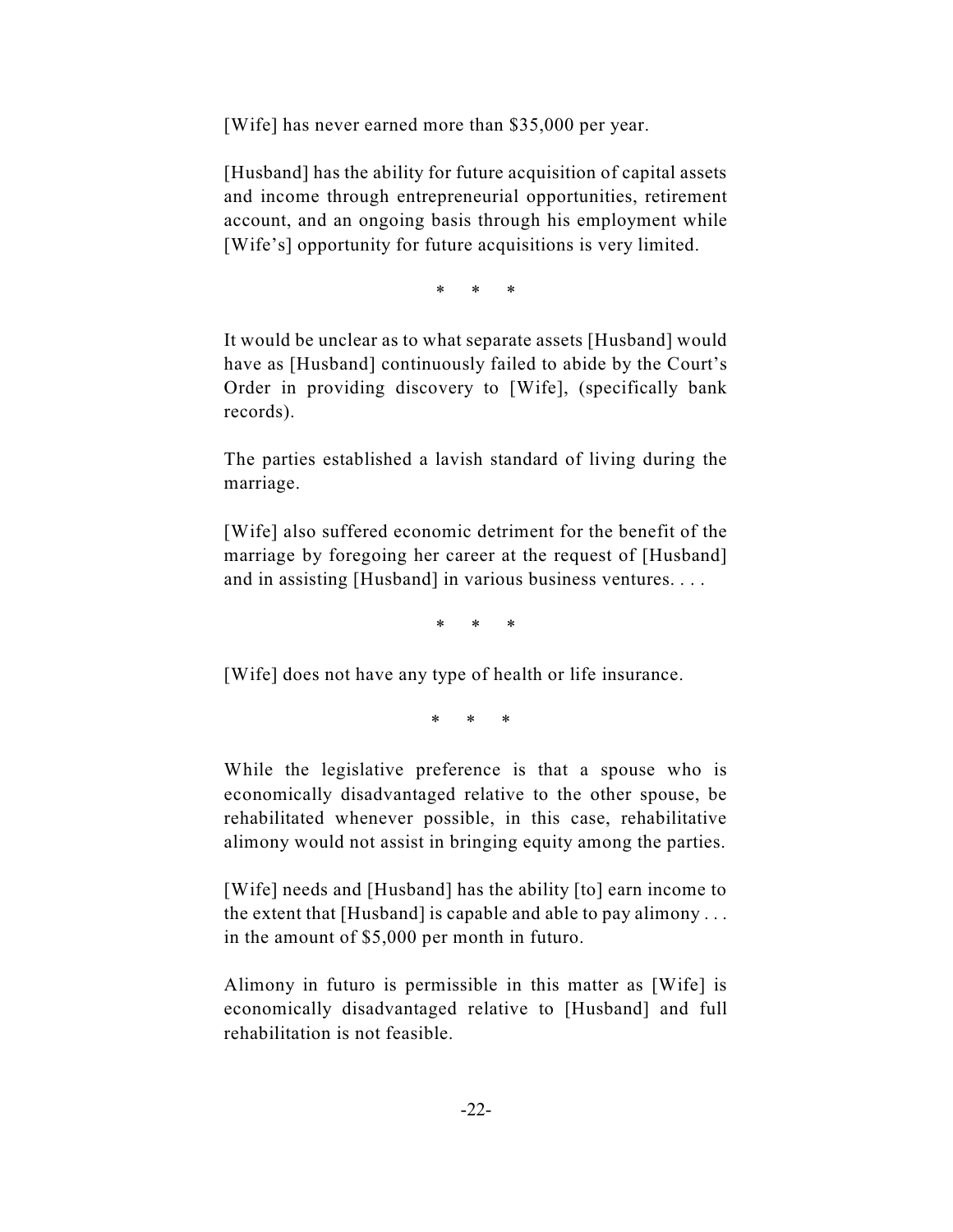[Wife] has never earned more than $35,000 per year.

[Husband] has the ability for future acquisition of capital assets and income through entrepreneurial opportunities, retirement account, and an ongoing basis through his employment while [Wife's] opportunity for future acquisitions is very limited.

\* \* \*

It would be unclear as to what separate assets [Husband] would have as [Husband] continuously failed to abide by the Court's Order in providing discovery to [Wife], (specifically bank records).

The parties established a lavish standard of living during the marriage.

[Wife] also suffered economic detriment for the benefit of the marriage by foregoing her career at the request of [Husband] and in assisting [Husband] in various business ventures. . . .

\* \* \*

[Wife] does not have any type of health or life insurance.

\* \* \*

While the legislative preference is that a spouse who is economically disadvantaged relative to the other spouse, be rehabilitated whenever possible, in this case, rehabilitative alimony would not assist in bringing equity among the parties.

[Wife] needs and [Husband] has the ability [to] earn income to the extent that [Husband] is capable and able to pay alimony . . . in the amount of $5,000 per month in futuro.

Alimony in futuro is permissible in this matter as [Wife] is economically disadvantaged relative to [Husband] and full rehabilitation is not feasible.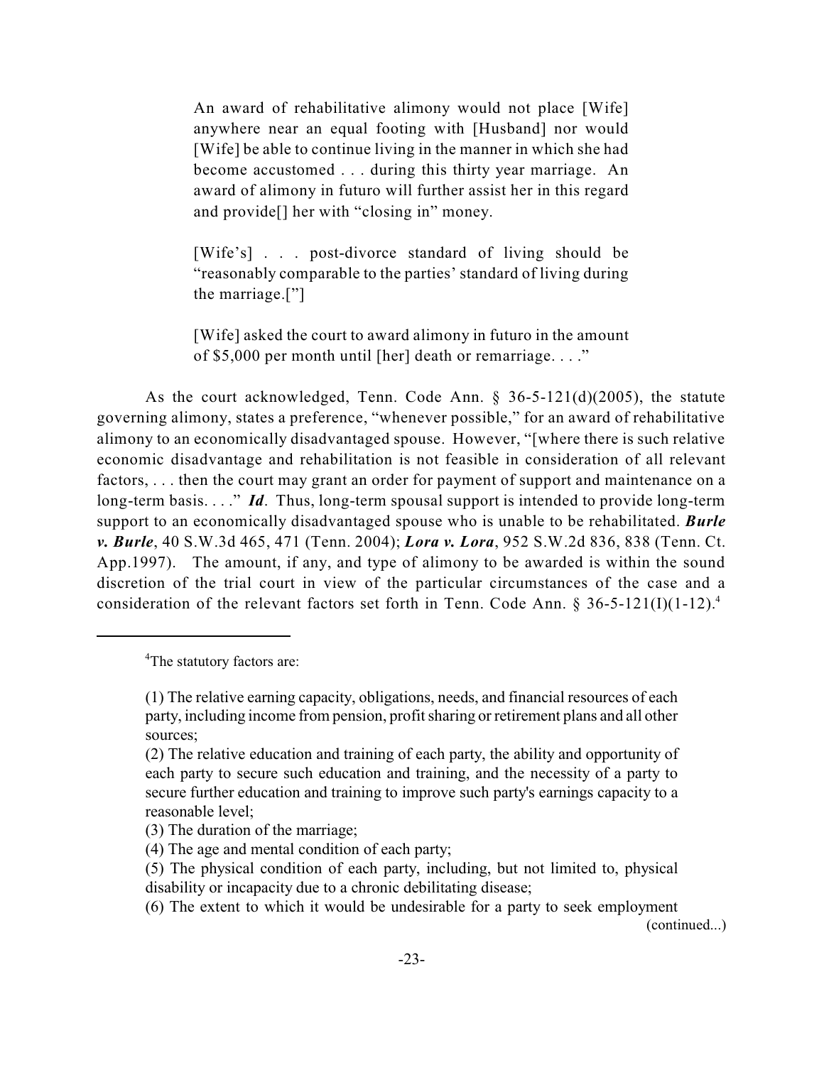> An award of rehabilitative alimony would not place [Wife] anywhere near an equal footing with [Husband] nor would [Wife] be able to continue living in the manner in which she had become accustomed . . . during this thirty year marriage. An award of alimony in futuro will further assist her in this regard and provide[] her with "closing in" money.
>
> [Wife's] . . . post-divorce standard of living should be "reasonably comparable to the parties' standard of living during the marriage.["]
>
> [Wife] asked the court to award alimony in futuro in the amount of $5,000 per month until [her] death or remarriage. . . ."

As the court acknowledged, Tenn. Code Ann. § 36-5-121(d)(2005), the statute governing alimony, states a preference, "whenever possible," for an award of rehabilitative alimony to an economically disadvantaged spouse. However, "[where there is such relative economic disadvantage and rehabilitation is not feasible in consideration of all relevant factors, . . . then the court may grant an order for payment of support and maintenance on a long-term basis. . . ." ***Id***. Thus, long-term spousal support is intended to provide long-term support to an economically disadvantaged spouse who is unable to be rehabilitated. ***Burle v. Burle***, 40 S.W.3d 465, 471 (Tenn. 2004); ***Lora v. Lora***, 952 S.W.2d 836, 838 (Tenn. Ct. App.1997). The amount, if any, and type of alimony to be awarded is within the sound discretion of the trial court in view of the particular circumstances of the case and a consideration of the relevant factors set forth in Tenn. Code Ann. § 36-5-121(I)(1-12).[4]

---

[4]The statutory factors are:

(1) The relative earning capacity, obligations, needs, and financial resources of each party, including income from pension, profit sharing or retirement plans and all other sources;
(2) The relative education and training of each party, the ability and opportunity of each party to secure such education and training, and the necessity of a party to secure further education and training to improve such party's earnings capacity to a reasonable level;
(3) The duration of the marriage;
(4) The age and mental condition of each party;
(5) The physical condition of each party, including, but not limited to, physical disability or incapacity due to a chronic debilitating disease;
(6) The extent to which it would be undesirable for a party to seek employment

(continued...)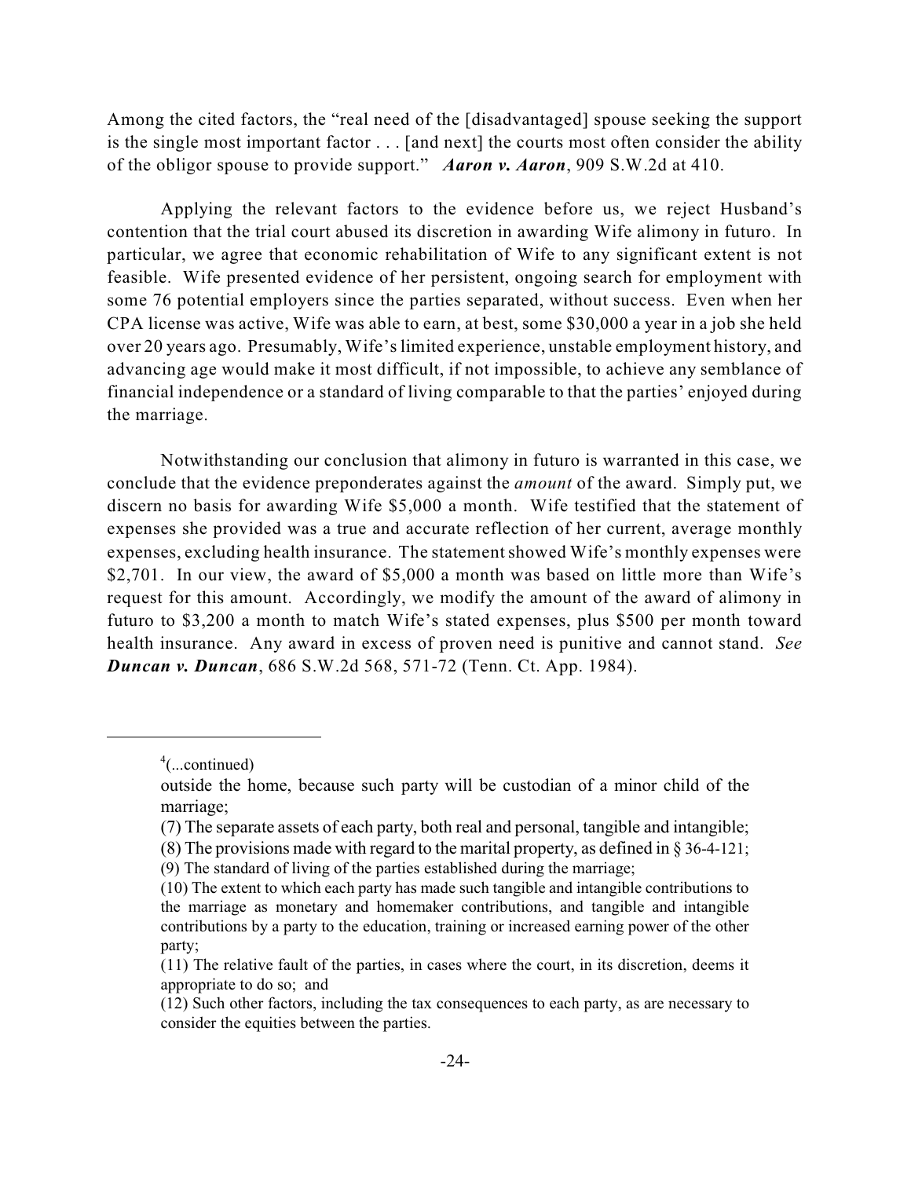Among the cited factors, the "real need of the [disadvantaged] spouse seeking the support is the single most important factor . . . [and next] the courts most often consider the ability of the obligor spouse to provide support." ***Aaron v. Aaron***, 909 S.W.2d at 410.

Applying the relevant factors to the evidence before us, we reject Husband's contention that the trial court abused its discretion in awarding Wife alimony in futuro. In particular, we agree that economic rehabilitation of Wife to any significant extent is not feasible. Wife presented evidence of her persistent, ongoing search for employment with some 76 potential employers since the parties separated, without success. Even when her CPA license was active, Wife was able to earn, at best, some $30,000 a year in a job she held over 20 years ago. Presumably, Wife's limited experience, unstable employment history, and advancing age would make it most difficult, if not impossible, to achieve any semblance of financial independence or a standard of living comparable to that the parties' enjoyed during the marriage.

Notwithstanding our conclusion that alimony in futuro is warranted in this case, we conclude that the evidence preponderates against the *amount* of the award. Simply put, we discern no basis for awarding Wife $5,000 a month. Wife testified that the statement of expenses she provided was a true and accurate reflection of her current, average monthly expenses, excluding health insurance. The statement showed Wife's monthly expenses were $2,701. In our view, the award of $5,000 a month was based on little more than Wife's request for this amount. Accordingly, we modify the amount of the award of alimony in futuro to $3,200 a month to match Wife's stated expenses, plus $500 per month toward health insurance. Any award in excess of proven need is punitive and cannot stand. *See* ***Duncan v. Duncan***, 686 S.W.2d 568, 571-72 (Tenn. Ct. App. 1984).

---

[4](...continued)

outside the home, because such party will be custodian of a minor child of the marriage;

(7) The separate assets of each party, both real and personal, tangible and intangible;

(8) The provisions made with regard to the marital property, as defined in § 36-4-121;

(9) The standard of living of the parties established during the marriage;

(10) The extent to which each party has made such tangible and intangible contributions to the marriage as monetary and homemaker contributions, and tangible and intangible contributions by a party to the education, training or increased earning power of the other party;

(11) The relative fault of the parties, in cases where the court, in its discretion, deems it appropriate to do so; and

(12) Such other factors, including the tax consequences to each party, as are necessary to consider the equities between the parties.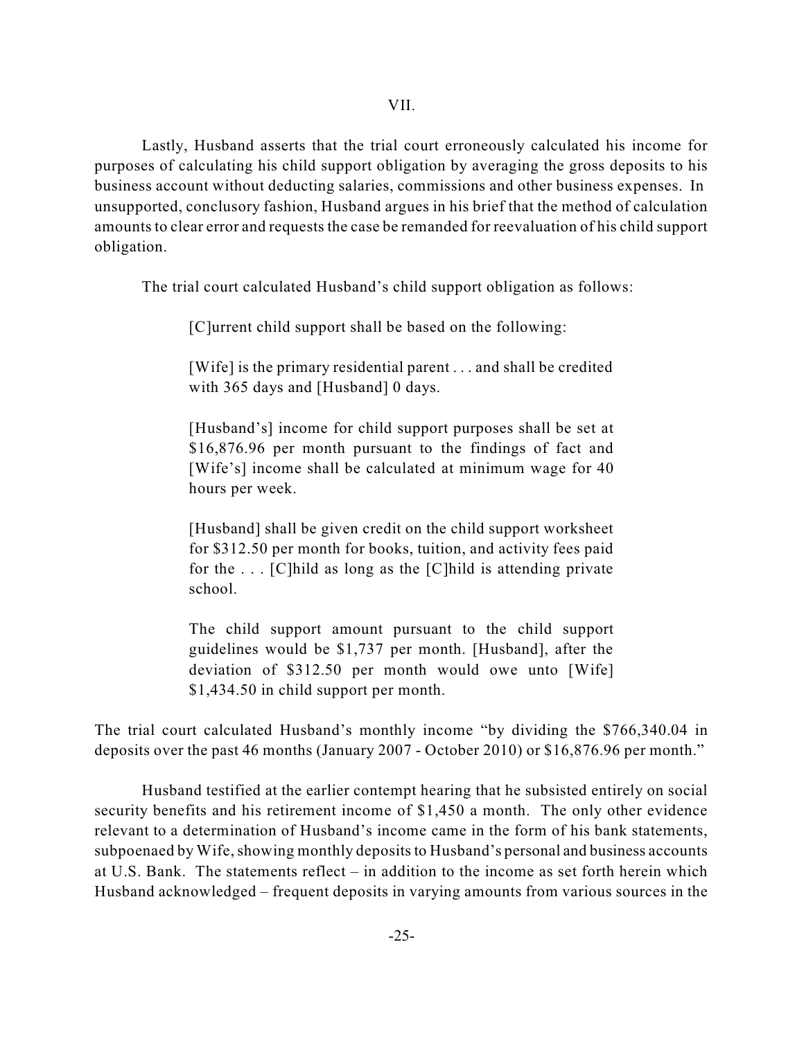VII.

Lastly, Husband asserts that the trial court erroneously calculated his income for purposes of calculating his child support obligation by averaging the gross deposits to his business account without deducting salaries, commissions and other business expenses. In unsupported, conclusory fashion, Husband argues in his brief that the method of calculation amounts to clear error and requests the case be remanded for reevaluation of his child support obligation.

The trial court calculated Husband's child support obligation as follows:

> [C]urrent child support shall be based on the following:
>
> [Wife] is the primary residential parent . . . and shall be credited with 365 days and [Husband] 0 days.
>
> [Husband's] income for child support purposes shall be set at $16,876.96 per month pursuant to the findings of fact and [Wife's] income shall be calculated at minimum wage for 40 hours per week.
>
> [Husband] shall be given credit on the child support worksheet for $312.50 per month for books, tuition, and activity fees paid for the . . . [C]hild as long as the [C]hild is attending private school.
>
> The child support amount pursuant to the child support guidelines would be $1,737 per month. [Husband], after the deviation of $312.50 per month would owe unto [Wife] $1,434.50 in child support per month.

The trial court calculated Husband's monthly income "by dividing the $766,340.04 in deposits over the past 46 months (January 2007 - October 2010) or $16,876.96 per month."

Husband testified at the earlier contempt hearing that he subsisted entirely on social security benefits and his retirement income of $1,450 a month. The only other evidence relevant to a determination of Husband's income came in the form of his bank statements, subpoenaed by Wife, showing monthly deposits to Husband's personal and business accounts at U.S. Bank. The statements reflect – in addition to the income as set forth herein which Husband acknowledged – frequent deposits in varying amounts from various sources in the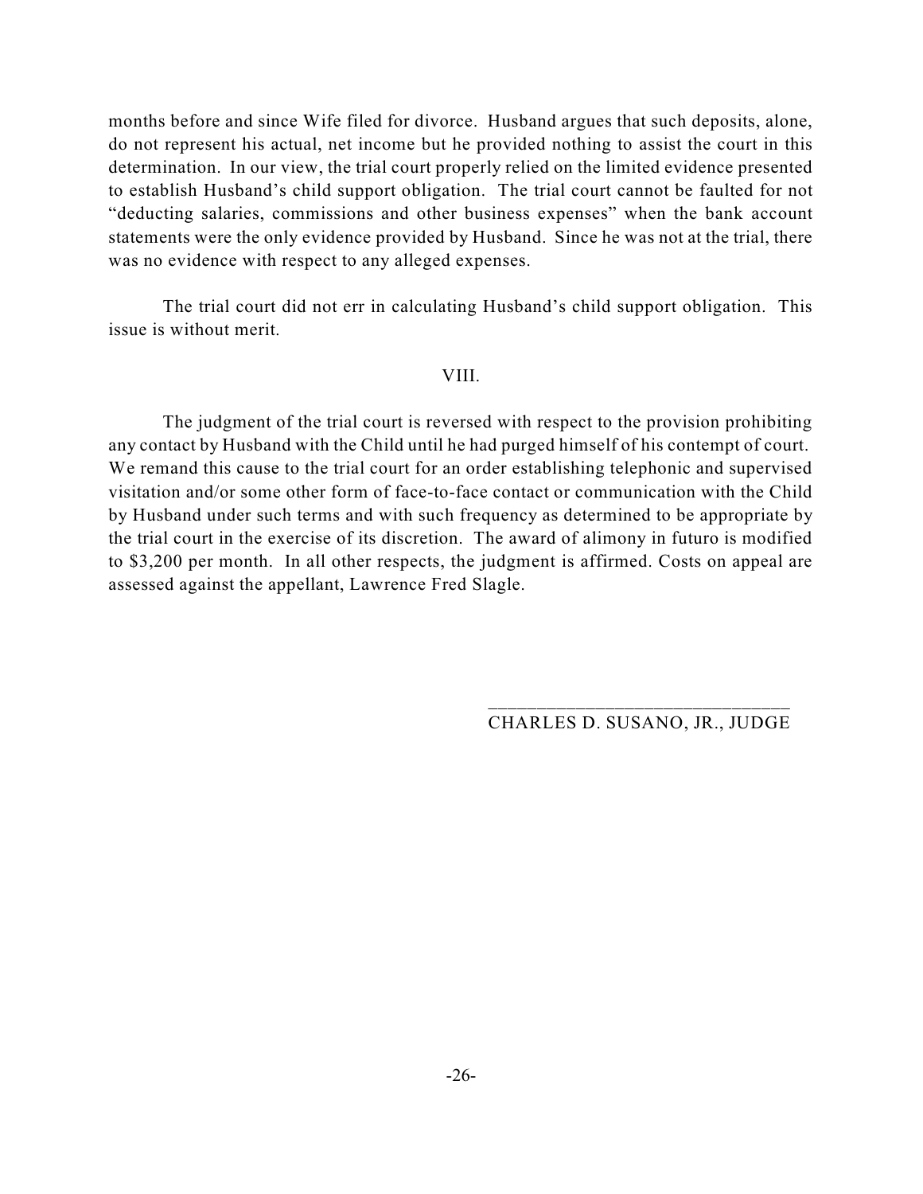months before and since Wife filed for divorce. Husband argues that such deposits, alone, do not represent his actual, net income but he provided nothing to assist the court in this determination. In our view, the trial court properly relied on the limited evidence presented to establish Husband's child support obligation. The trial court cannot be faulted for not "deducting salaries, commissions and other business expenses" when the bank account statements were the only evidence provided by Husband. Since he was not at the trial, there was no evidence with respect to any alleged expenses.

The trial court did not err in calculating Husband's child support obligation. This issue is without merit.

VIII.

The judgment of the trial court is reversed with respect to the provision prohibiting any contact by Husband with the Child until he had purged himself of his contempt of court. We remand this cause to the trial court for an order establishing telephonic and supervised visitation and/or some other form of face-to-face contact or communication with the Child by Husband under such terms and with such frequency as determined to be appropriate by the trial court in the exercise of its discretion. The award of alimony in futuro is modified to $3,200 per month. In all other respects, the judgment is affirmed. Costs on appeal are assessed against the appellant, Lawrence Fred Slagle.

_______________________________

CHARLES D. SUSANO, JR., JUDGE